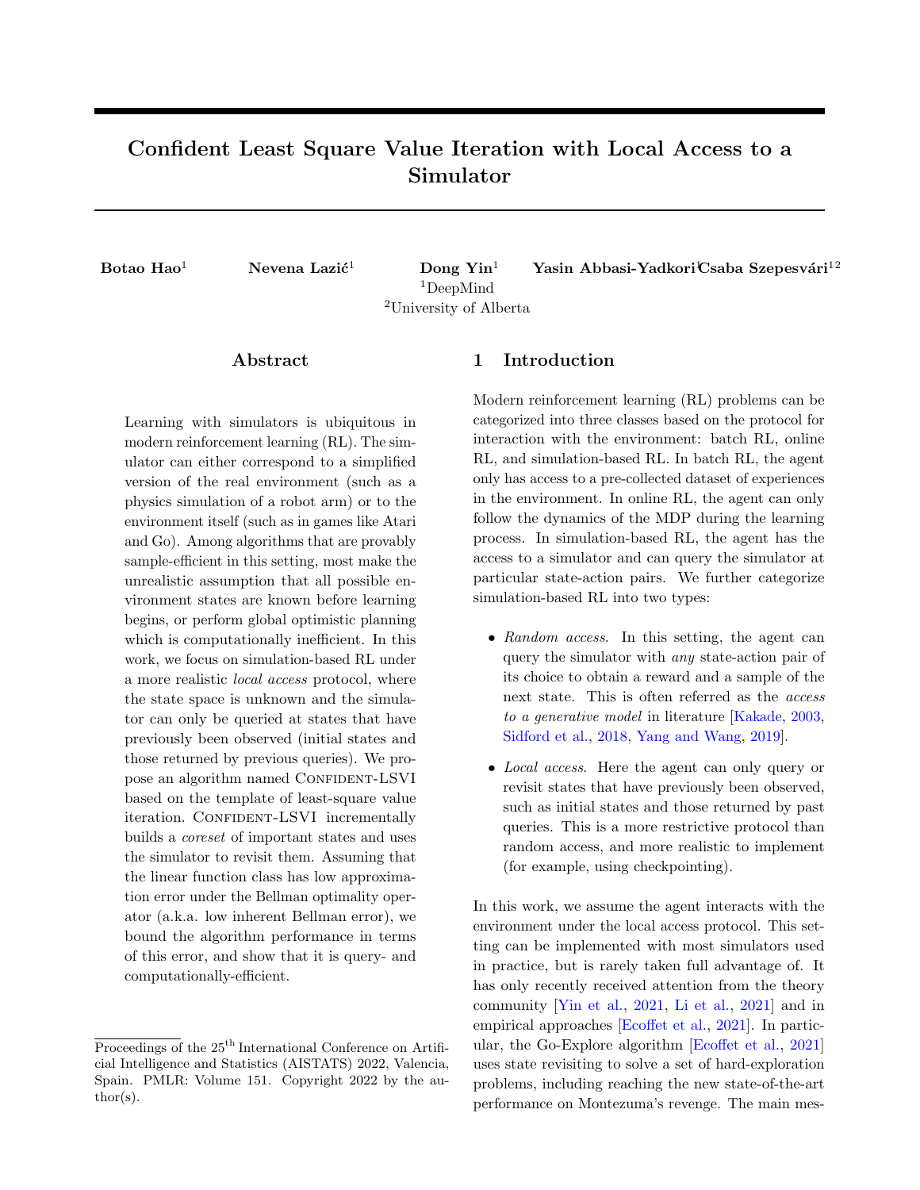# Confident Least Square Value Iteration with Local Access to a Simulator

**Botao Hao**[1] **Nevena Lazić**[1] **Dong Yin**[1] **Yasin Abbasi-Yadkori**[1] **Csaba Szepesvári**[1,2]

[1]DeepMind
[2]University of Alberta

## Abstract

Learning with simulators is ubiquitous in modern reinforcement learning (RL). The simulator can either correspond to a simplified version of the real environment (such as a physics simulation of a robot arm) or to the environment itself (such as in games like Atari and Go). Among algorithms that are provably sample-efficient in this setting, most make the unrealistic assumption that all possible environment states are known before learning begins, or perform global optimistic planning which is computationally inefficient. In this work, we focus on simulation-based RL under a more realistic *local access* protocol, where the state space is unknown and the simulator can only be queried at states that have previously been observed (initial states and those returned by previous queries). We propose an algorithm named Confident-LSVI based on the template of least-square value iteration. Confident-LSVI incrementally builds a *coreset* of important states and uses the simulator to revisit them. Assuming that the linear function class has low approximation error under the Bellman optimality operator (a.k.a. low inherent Bellman error), we bound the algorithm performance in terms of this error, and show that it is query- and computationally-efficient.

Proceedings of the 25[th] International Conference on Artificial Intelligence and Statistics (AISTATS) 2022, Valencia, Spain. PMLR: Volume 151. Copyright 2022 by the author(s).

## 1 Introduction

Modern reinforcement learning (RL) problems can be categorized into three classes based on the protocol for interaction with the environment: batch RL, online RL, and simulation-based RL. In batch RL, the agent only has access to a pre-collected dataset of experiences in the environment. In online RL, the agent can only follow the dynamics of the MDP during the learning process. In simulation-based RL, the agent has the access to a simulator and can query the simulator at particular state-action pairs. We further categorize simulation-based RL into two types:

- *Random access*. In this setting, the agent can query the simulator with *any* state-action pair of its choice to obtain a reward and a sample of the next state. This is often referred as the *access to a generative model* in literature [Kakade, 2003, Sidford et al., 2018, Yang and Wang, 2019].
- *Local access*. Here the agent can only query or revisit states that have previously been observed, such as initial states and those returned by past queries. This is a more restrictive protocol than random access, and more realistic to implement (for example, using checkpointing).

In this work, we assume the agent interacts with the environment under the local access protocol. This setting can be implemented with most simulators used in practice, but is rarely taken full advantage of. It has only recently received attention from the theory community [Yin et al., 2021, Li et al., 2021] and in empirical approaches [Ecoffet et al., 2021]. In particular, the Go-Explore algorithm [Ecoffet et al., 2021] uses state revisiting to solve a set of hard-exploration problems, including reaching the new state-of-the-art performance on Montezuma's revenge. The main mes-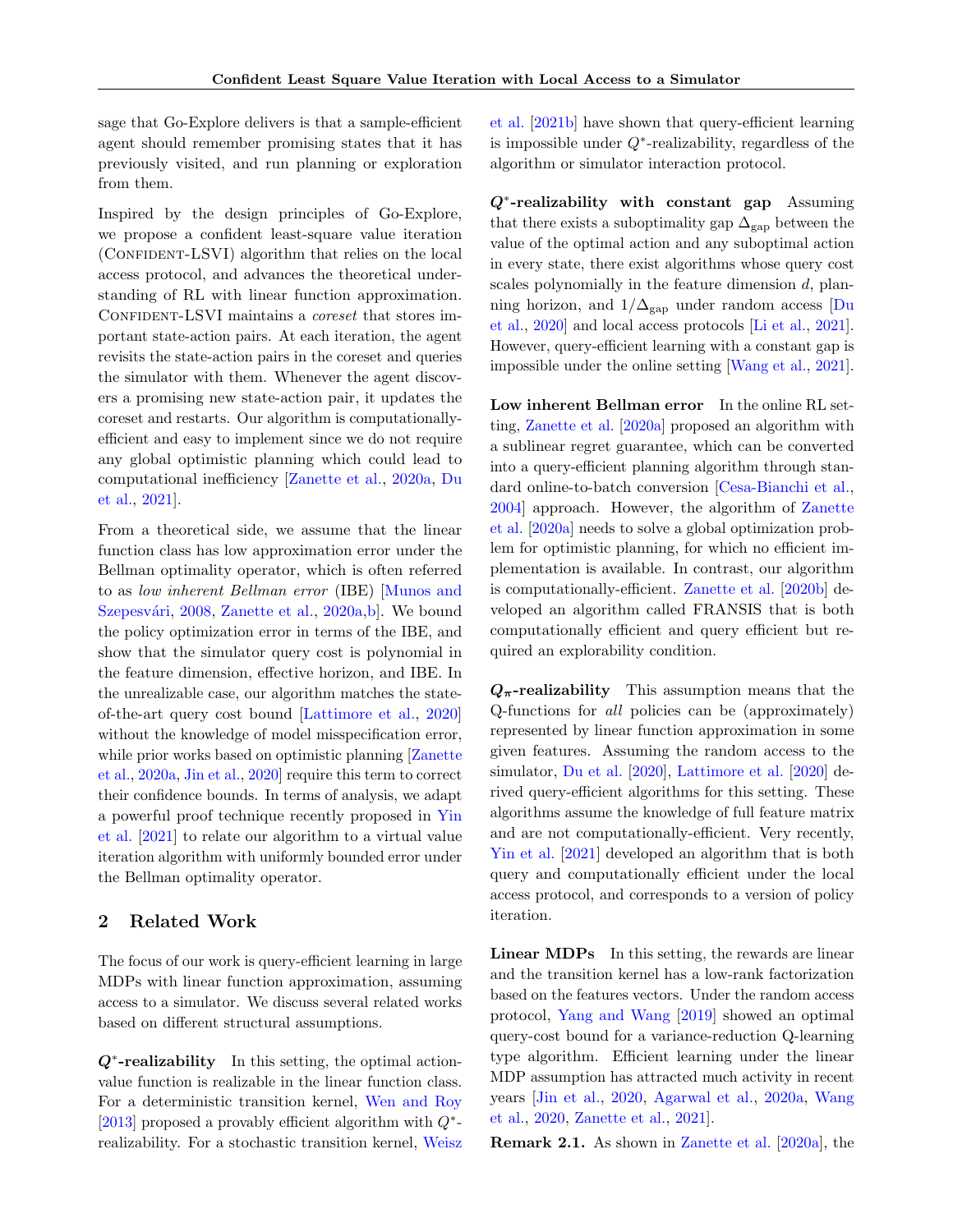sage that Go-Explore delivers is that a sample-efficient agent should remember promising states that it has previously visited, and run planning or exploration from them.

Inspired by the design principles of Go-Explore, we propose a confident least-square value iteration (Confident-LSVI) algorithm that relies on the local access protocol, and advances the theoretical understanding of RL with linear function approximation. Confident-LSVI maintains a *coreset* that stores important state-action pairs. At each iteration, the agent revisits the state-action pairs in the coreset and queries the simulator with them. Whenever the agent discovers a promising new state-action pair, it updates the coreset and restarts. Our algorithm is computationally-efficient and easy to implement since we do not require any global optimistic planning which could lead to computational inefficiency [Zanette et al., 2020a, Du et al., 2021].

From a theoretical side, we assume that the linear function class has low approximation error under the Bellman optimality operator, which is often referred to as *low inherent Bellman error* (IBE) [Munos and Szepesvári, 2008, Zanette et al., 2020a,b]. We bound the policy optimization error in terms of the IBE, and show that the simulator query cost is polynomial in the feature dimension, effective horizon, and IBE. In the unrealizable case, our algorithm matches the state-of-the-art query cost bound [Lattimore et al., 2020] without the knowledge of model misspecification error, while prior works based on optimistic planning [Zanette et al., 2020a, Jin et al., 2020] require this term to correct their confidence bounds. In terms of analysis, we adapt a powerful proof technique recently proposed in Yin et al. [2021] to relate our algorithm to a virtual value iteration algorithm with uniformly bounded error under the Bellman optimality operator.

## 2 Related Work

The focus of our work is query-efficient learning in large MDPs with linear function approximation, assuming access to a simulator. We discuss several related works based on different structural assumptions.

**$Q^*$-realizability** In this setting, the optimal action-value function is realizable in the linear function class. For a deterministic transition kernel, Wen and Roy [2013] proposed a provably efficient algorithm with $Q^*$-realizability. For a stochastic transition kernel, Weisz et al. [2021b] have shown that query-efficient learning is impossible under $Q^*$-realizability, regardless of the algorithm or simulator interaction protocol.

**$Q^*$-realizability with constant gap** Assuming that there exists a suboptimality gap $\Delta_{\text{gap}}$ between the value of the optimal action and any suboptimal action in every state, there exist algorithms whose query cost scales polynomially in the feature dimension $d$, planning horizon, and $1/\Delta_{\text{gap}}$ under random access [Du et al., 2020] and local access protocols [Li et al., 2021]. However, query-efficient learning with a constant gap is impossible under the online setting [Wang et al., 2021].

**Low inherent Bellman error** In the online RL setting, Zanette et al. [2020a] proposed an algorithm with a sublinear regret guarantee, which can be converted into a query-efficient planning algorithm through standard online-to-batch conversion [Cesa-Bianchi et al., 2004] approach. However, the algorithm of Zanette et al. [2020a] needs to solve a global optimization problem for optimistic planning, for which no efficient implementation is available. In contrast, our algorithm is computationally-efficient. Zanette et al. [2020b] developed an algorithm called FRANSIS that is both computationally efficient and query efficient but required an explorability condition.

**$Q_\pi$-realizability** This assumption means that the Q-functions for *all* policies can be (approximately) represented by linear function approximation in some given features. Assuming the random access to the simulator, Du et al. [2020], Lattimore et al. [2020] derived query-efficient algorithms for this setting. These algorithms assume the knowledge of full feature matrix and are not computationally-efficient. Very recently, Yin et al. [2021] developed an algorithm that is both query and computationally efficient under the local access protocol, and corresponds to a version of policy iteration.

**Linear MDPs** In this setting, the rewards are linear and the transition kernel has a low-rank factorization based on the features vectors. Under the random access protocol, Yang and Wang [2019] showed an optimal query-cost bound for a variance-reduction Q-learning type algorithm. Efficient learning under the linear MDP assumption has attracted much activity in recent years [Jin et al., 2020, Agarwal et al., 2020a, Wang et al., 2020, Zanette et al., 2021].

**Remark 2.1.** As shown in Zanette et al. [2020a], the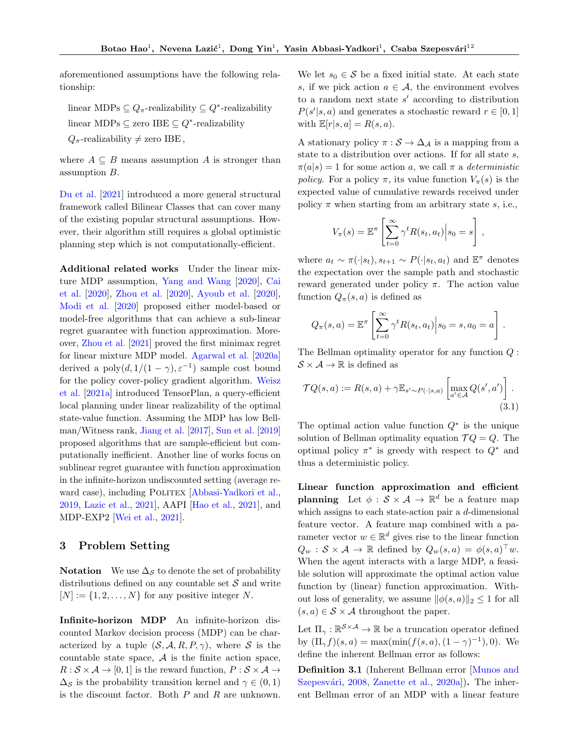aforementioned assumptions have the following relationship:

$$\text{linear MDPs} \subseteq Q_\pi\text{-realizability} \subseteq Q^*\text{-realizability}$$
$$\text{linear MDPs} \subseteq \text{zero IBE} \subseteq Q^*\text{-realizability}$$
$$Q_\pi\text{-realizability} \neq \text{zero IBE}\,,$$

where $A \subseteq B$ means assumption $A$ is stronger than assumption $B$.

Du et al. [2021] introduced a more general structural framework called Bilinear Classes that can cover many of the existing popular structural assumptions. However, their algorithm still requires a global optimistic planning step which is not computationally-efficient.

**Additional related works** Under the linear mixture MDP assumption, Yang and Wang [2020], Cai et al. [2020], Zhou et al. [2020], Ayoub et al. [2020], Modi et al. [2020] proposed either model-based or model-free algorithms that can achieve a sub-linear regret guarantee with function approximation. Moreover, Zhou et al. [2021] proved the first minimax regret for linear mixture MDP model. Agarwal et al. [2020a] derived a $\text{poly}(d, 1/(1-\gamma), \varepsilon^{-1})$ sample cost bound for the policy cover-policy gradient algorithm. Weisz et al. [2021a] introduced TensorPlan, a query-efficient local planning under linear realizability of the optimal state-value function. Assuming the MDP has low Bellman/Witness rank, Jiang et al. [2017], Sun et al. [2019] proposed algorithms that are sample-efficient but computationally inefficient. Another line of works focus on sublinear regret guarantee with function approximation in the infinite-horizon undiscounted setting (average reward case), including Politex [Abbasi-Yadkori et al., 2019, Lazic et al., 2021], AAPI [Hao et al., 2021], and MDP-EXP2 [Wei et al., 2021].

## 3 Problem Setting

**Notation** We use $\Delta_{\mathcal{S}}$ to denote the set of probability distributions defined on any countable set $\mathcal{S}$ and write $[N] := \{1, 2, \ldots, N\}$ for any positive integer $N$.

**Infinite-horizon MDP** An infinite-horizon discounted Markov decision process (MDP) can be characterized by a tuple $(\mathcal{S}, \mathcal{A}, R, P, \gamma)$, where $\mathcal{S}$ is the countable state space, $\mathcal{A}$ is the finite action space, $R : \mathcal{S} \times \mathcal{A} \to [0, 1]$ is the reward function, $P : \mathcal{S} \times \mathcal{A} \to \Delta_{\mathcal{S}}$ is the probability transition kernel and $\gamma \in (0, 1)$ is the discount factor. Both $P$ and $R$ are unknown. We let $s_0 \in \mathcal{S}$ be a fixed initial state. At each state $s$, if we pick action $a \in \mathcal{A}$, the environment evolves to a random next state $s'$ according to distribution $P(s'|s, a)$ and generates a stochastic reward $r \in [0, 1]$ with $\mathbb{E}[r|s, a] = R(s, a)$.

A stationary policy $\pi : \mathcal{S} \to \Delta_{\mathcal{A}}$ is a mapping from a state to a distribution over actions. If for all state $s$, $\pi(a|s) = 1$ for some action $a$, we call $\pi$ a *deterministic policy*. For a policy $\pi$, its value function $V_\pi(s)$ is the expected value of cumulative rewards received under policy $\pi$ when starting from an arbitrary state $s$, i.e.,

$$V_\pi(s) = \mathbb{E}^\pi\left[\sum_{t=0}^{\infty} \gamma^t R(s_t, a_t) \Big| s_0 = s\right]\,,$$

where $a_t \sim \pi(\cdot|s_t), s_{t+1} \sim P(\cdot|s_t, a_t)$ and $\mathbb{E}^\pi$ denotes the expectation over the sample path and stochastic reward generated under policy $\pi$. The action value function $Q_\pi(s, a)$ is defined as

$$Q_\pi(s, a) = \mathbb{E}^\pi\left[\sum_{t=0}^{\infty} \gamma^t R(s_t, a_t) \Big| s_0 = s, a_0 = a\right].$$

The Bellman optimality operator for any function $Q : \mathcal{S} \times \mathcal{A} \to \mathbb{R}$ is defined as

$$\mathcal{T}Q(s, a) := R(s, a) + \gamma \mathbb{E}_{s' \sim P(\cdot|s,a)}\left[\max_{a' \in \mathcal{A}} Q(s', a')\right]. \tag{3.1}$$

The optimal action value function $Q^*$ is the unique solution of Bellman optimality equation $\mathcal{T}Q = Q$. The optimal policy $\pi^*$ is greedy with respect to $Q^*$ and thus a deterministic policy.

**Linear function approximation and efficient planning** Let $\phi : \mathcal{S} \times \mathcal{A} \to \mathbb{R}^d$ be a feature map which assigns to each state-action pair a $d$-dimensional feature vector. A feature map combined with a parameter vector $w \in \mathbb{R}^d$ gives rise to the linear function $Q_w : \mathcal{S} \times \mathcal{A} \to \mathbb{R}$ defined by $Q_w(s, a) = \phi(s, a)^\top w$. When the agent interacts with a large MDP, a feasible solution will approximate the optimal action value function by (linear) function approximation. Without loss of generality, we assume $\|\phi(s, a)\|_2 \leq 1$ for all $(s, a) \in \mathcal{S} \times \mathcal{A}$ throughout the paper.

Let $\Pi_\gamma : \mathbb{R}^{\mathcal{S} \times \mathcal{A}} \to \mathbb{R}$ be a truncation operator defined by $(\Pi_\gamma f)(s, a) = \max(\min(f(s, a), (1-\gamma)^{-1}), 0)$. We define the inherent Bellman error as follows:

**Definition 3.1** (Inherent Bellman error [Munos and Szepesvári, 2008, Zanette et al., 2020a]). The inherent Bellman error of an MDP with a linear feature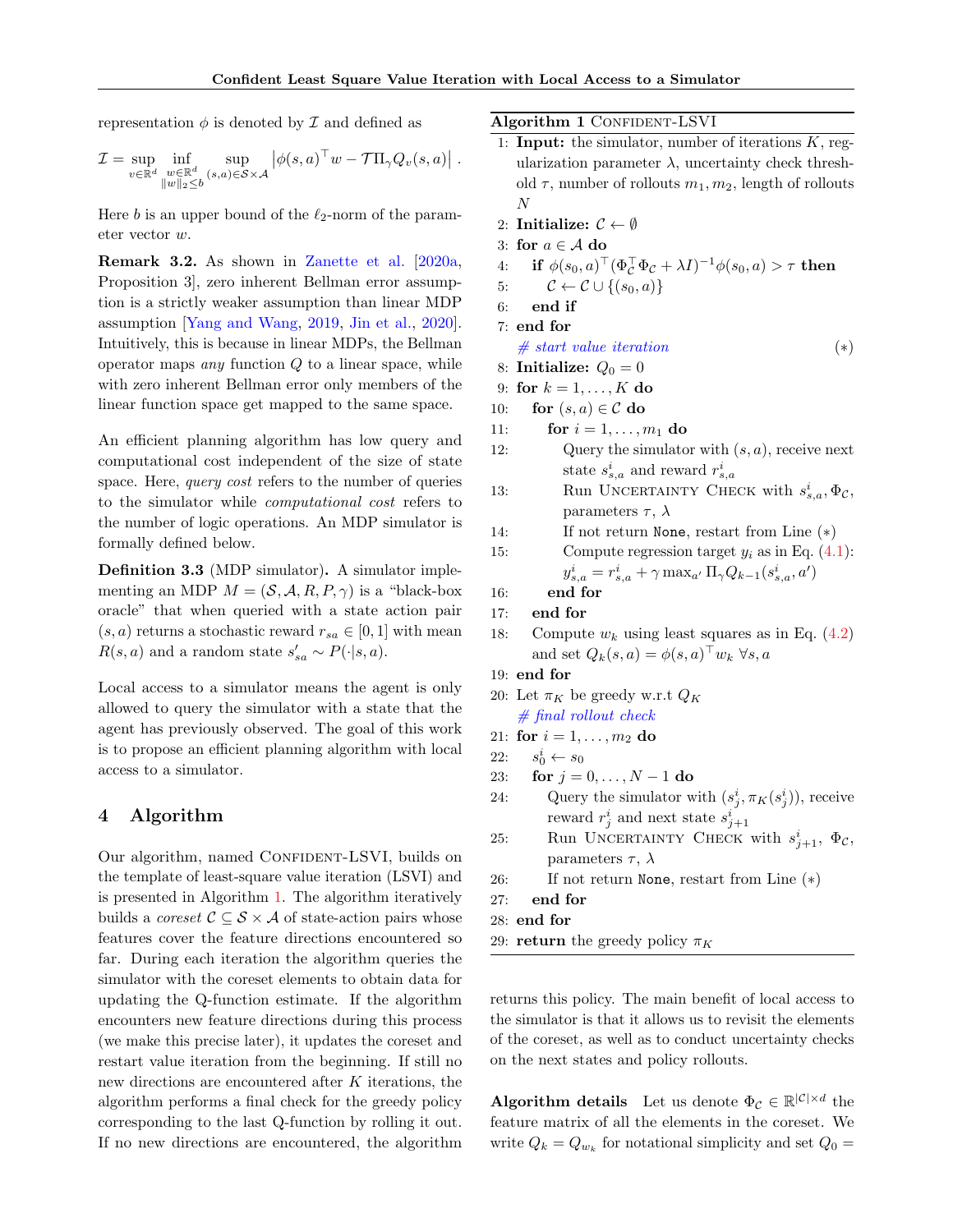representation $\phi$ is denoted by $\mathcal{I}$ and defined as

$$\mathcal{I} = \sup_{v \in \mathbb{R}^d} \inf_{\substack{w \in \mathbb{R}^d \\ \|w\|_2 \le b}} \sup_{(s,a) \in \mathcal{S} \times \mathcal{A}} \left| \phi(s,a)^\top w - \mathcal{T} \Pi_\gamma Q_v(s,a) \right| .$$

Here $b$ is an upper bound of the $\ell_2$-norm of the parameter vector $w$.

**Remark 3.2.** As shown in Zanette et al. [2020a, Proposition 3], zero inherent Bellman error assumption is a strictly weaker assumption than linear MDP assumption [Yang and Wang, 2019, Jin et al., 2020]. Intuitively, this is because in linear MDPs, the Bellman operator maps *any* function $Q$ to a linear space, while with zero inherent Bellman error only members of the linear function space get mapped to the same space.

An efficient planning algorithm has low query and computational cost independent of the size of state space. Here, *query cost* refers to the number of queries to the simulator while *computational cost* refers to the number of logic operations. An MDP simulator is formally defined below.

**Definition 3.3** (MDP simulator)**.** A simulator implementing an MDP $M = (\mathcal{S}, \mathcal{A}, R, P, \gamma)$ is a "black-box oracle" that when queried with a state action pair $(s,a)$ returns a stochastic reward $r_{sa} \in [0,1]$ with mean $R(s,a)$ and a random state $s'_{sa} \sim P(\cdot|s,a)$.

Local access to a simulator means the agent is only allowed to query the simulator with a state that the agent has previously observed. The goal of this work is to propose an efficient planning algorithm with local access to a simulator.

# 4 Algorithm

Our algorithm, named Confident-LSVI, builds on the template of least-square value iteration (LSVI) and is presented in Algorithm 1. The algorithm iteratively builds a *coreset* $\mathcal{C} \subseteq \mathcal{S} \times \mathcal{A}$ of state-action pairs whose features cover the feature directions encountered so far. During each iteration the algorithm queries the simulator with the coreset elements to obtain data for updating the Q-function estimate. If the algorithm encounters new feature directions during this process (we make this precise later), it updates the coreset and restart value iteration from the beginning. If still no new directions are encountered after $K$ iterations, the algorithm performs a final check for the greedy policy corresponding to the last Q-function by rolling it out. If no new directions are encountered, the algorithm returns this policy. The main benefit of local access to the simulator is that it allows us to revisit the elements of the coreset, as well as to conduct uncertainty checks on the next states and policy rollouts.

**Algorithm 1** Confident-LSVI

```
1: Input: the simulator, number of iterations K, regularization parameter λ, uncertainty check threshold τ, number of rollouts m_1, m_2, length of rollouts N
2: Initialize: C ← ∅
3: for a ∈ A do
4:     if φ(s_0, a)^T (Φ_C^T Φ_C + λI)^{-1} φ(s_0, a) > τ then
5:         C ← C ∪ {(s_0, a)}
6:     end if
7: end for
   # start value iteration                                        (*)
8: Initialize: Q_0 = 0
9: for k = 1, ..., K do
10:    for (s, a) ∈ C do
11:        for i = 1, ..., m_1 do
12:            Query the simulator with (s, a), receive next state s^i_{s,a} and reward r^i_{s,a}
13:            Run Uncertainty Check with s^i_{s,a}, Φ_C, parameters τ, λ
14:            If not return None, restart from Line (*)
15:            Compute regression target y_i as in Eq. (4.1):
               y^i_{s,a} = r^i_{s,a} + γ max_{a'} Π_γ Q_{k-1}(s^i_{s,a}, a')
16:        end for
17:    end for
18:    Compute w_k using least squares as in Eq. (4.2) and set Q_k(s, a) = φ(s, a)^T w_k ∀s, a
19: end for
20: Let π_K be greedy w.r.t Q_K
   # final rollout check
21: for i = 1, ..., m_2 do
22:    s^i_0 ← s_0
23:    for j = 0, ..., N − 1 do
24:        Query the simulator with (s^i_j, π_K(s^i_j)), receive reward r^i_j and next state s^i_{j+1}
25:        Run Uncertainty Check with s^i_{j+1}, Φ_C, parameters τ, λ
26:        If not return None, restart from Line (*)
27:    end for
28: end for
29: return the greedy policy π_K
```

**Algorithm details** Let us denote $\Phi_\mathcal{C} \in \mathbb{R}^{|\mathcal{C}| \times d}$ the feature matrix of all the elements in the coreset. We write $Q_k = Q_{w_k}$ for notational simplicity and set $Q_0 =$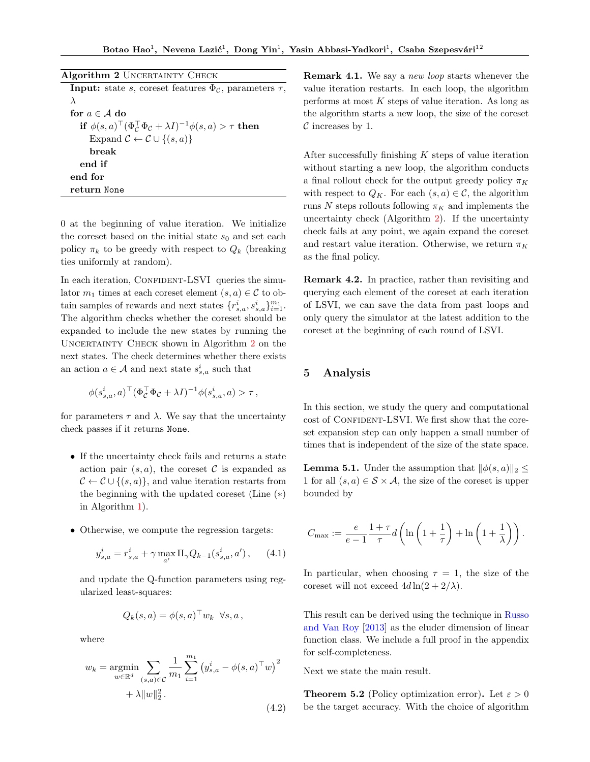**Algorithm 2** Uncertainty Check

```
Input: state s, coreset features Φ_C, parameters τ, λ
for a ∈ A do
  if φ(s,a)^⊤(Φ_C^⊤ Φ_C + λI)^{-1} φ(s,a) > τ then
    Expand C ← C ∪ {(s,a)}
    break
  end if
end for
return None
```

0 at the beginning of value iteration. We initialize the coreset based on the initial state $s_0$ and set each policy $\pi_k$ to be greedy with respect to $Q_k$ (breaking ties uniformly at random).

In each iteration, Confident-LSVI queries the simulator $m_1$ times at each coreset element $(s,a) \in \mathcal{C}$ to obtain samples of rewards and next states $\{r^i_{s,a}, s^i_{s,a}\}_{i=1}^{m_1}$. The algorithm checks whether the coreset should be expanded to include the new states by running the Uncertainty Check shown in Algorithm 2 on the next states. The check determines whether there exists an action $a \in \mathcal{A}$ and next state $s^i_{s,a}$ such that

$$\phi(s^i_{s,a}, a)^\top (\Phi_{\mathcal{C}}^\top \Phi_{\mathcal{C}} + \lambda I)^{-1} \phi(s^i_{s,a}, a) > \tau \,,$$

for parameters $\tau$ and $\lambda$. We say that the uncertainty check passes if it returns None.

- If the uncertainty check fails and returns a state action pair $(s,a)$, the coreset $\mathcal{C}$ is expanded as $\mathcal{C} \leftarrow \mathcal{C} \cup \{(s,a)\}$, and value iteration restarts from the beginning with the updated coreset (Line (∗) in Algorithm 1).
- Otherwise, we compute the regression targets:

$$y^i_{s,a} = r^i_{s,a} + \gamma \max_{a'} \Pi_\gamma Q_{k-1}(s^i_{s,a}, a') \,, \qquad (4.1)$$

and update the Q-function parameters using regularized least-squares:

$$Q_k(s,a) = \phi(s,a)^\top w_k \;\; \forall s, a \,,$$

where

$$w_k = \operatorname*{argmin}_{w \in \mathbb{R}^d} \sum_{(s,a)\in\mathcal{C}} \frac{1}{m_1} \sum_{i=1}^{m_1} \left(y^i_{s,a} - \phi(s,a)^\top w\right)^2 + \lambda \|w\|_2^2 \,. \qquad (4.2)$$

**Remark 4.1.** We say a *new loop* starts whenever the value iteration restarts. In each loop, the algorithm performs at most $K$ steps of value iteration. As long as the algorithm starts a new loop, the size of the coreset $\mathcal{C}$ increases by 1.

After successfully finishing $K$ steps of value iteration without starting a new loop, the algorithm conducts a final rollout check for the output greedy policy $\pi_K$ with respect to $Q_K$. For each $(s,a) \in \mathcal{C}$, the algorithm runs $N$ steps rollouts following $\pi_K$ and implements the uncertainty check (Algorithm 2). If the uncertainty check fails at any point, we again expand the coreset and restart value iteration. Otherwise, we return $\pi_K$ as the final policy.

**Remark 4.2.** In practice, rather than revisiting and querying each element of the coreset at each iteration of LSVI, we can save the data from past loops and only query the simulator at the latest addition to the coreset at the beginning of each round of LSVI.

## 5 Analysis

In this section, we study the query and computational cost of Confident-LSVI. We first show that the coreset expansion step can only happen a small number of times that is independent of the size of the state space.

**Lemma 5.1.** *Under the assumption that $\|\phi(s,a)\|_2 \le 1$ for all $(s,a) \in \mathcal{S} \times \mathcal{A}$, the size of the coreset is upper bounded by*

$$C_{\max} := \frac{e}{e-1} \frac{1+\tau}{\tau} d \left( \ln\left(1 + \frac{1}{\tau}\right) + \ln\left(1 + \frac{1}{\lambda}\right) \right).$$

*In particular, when choosing $\tau = 1$, the size of the coreset will not exceed $4d \ln(2 + 2/\lambda)$.*

This result can be derived using the technique in Russo and Van Roy [2013] as the eluder dimension of linear function class. We include a full proof in the appendix for self-completeness.

Next we state the main result.

**Theorem 5.2** (Policy optimization error)**.** *Let $\varepsilon > 0$ be the target accuracy. With the choice of algorithm*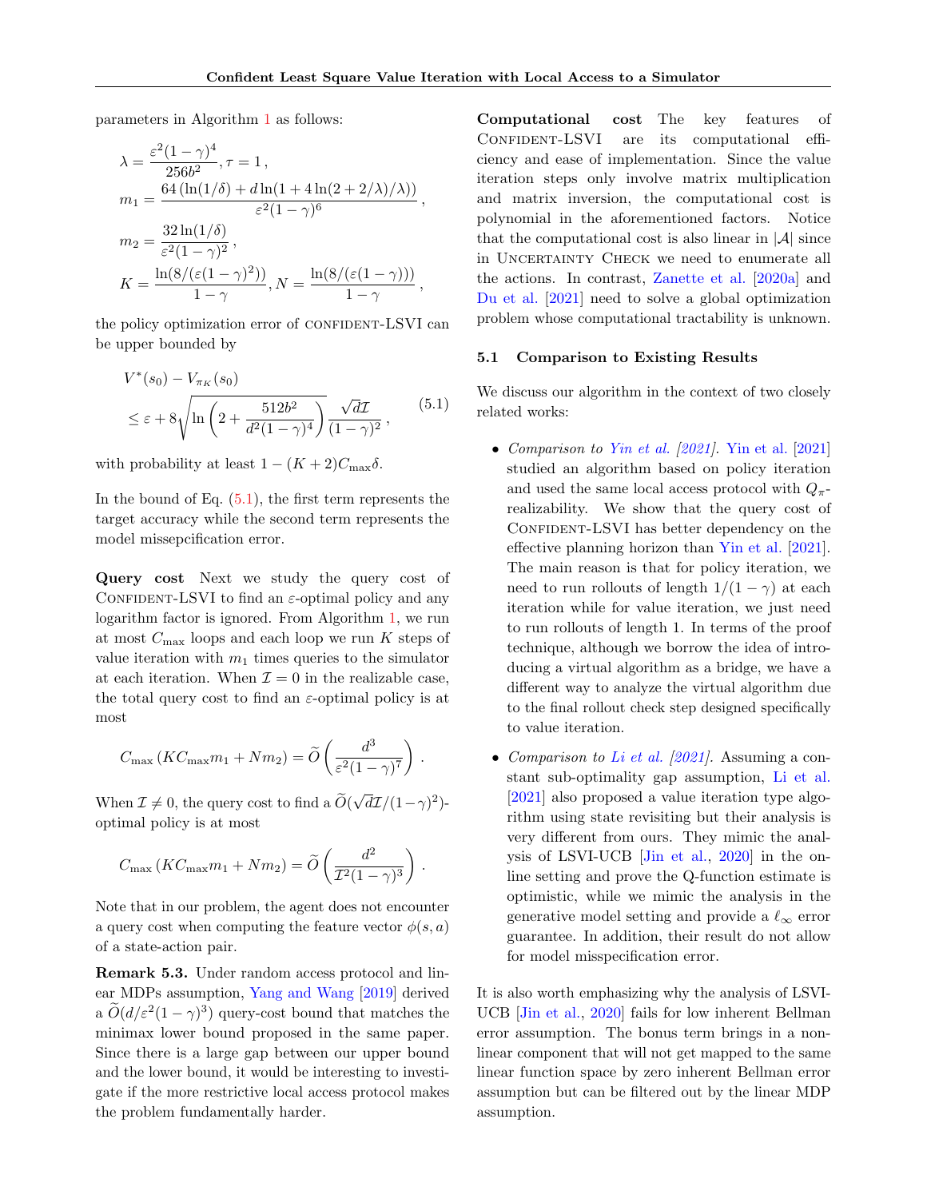parameters in Algorithm 1 as follows:

$$\lambda = \frac{\varepsilon^2(1-\gamma)^4}{256b^2}, \tau = 1\,,$$

$$m_1 = \frac{64\left(\ln(1/\delta) + d\ln(1+4\ln(2+2/\lambda)/\lambda)\right)}{\varepsilon^2(1-\gamma)^6}\,,$$

$$m_2 = \frac{32\ln(1/\delta)}{\varepsilon^2(1-\gamma)^2}\,,$$

$$K = \frac{\ln(8/(\varepsilon(1-\gamma)^2))}{1-\gamma}, N = \frac{\ln(8/(\varepsilon(1-\gamma)))}{1-\gamma}\,,$$

the policy optimization error of CONFIDENT-LSVI can be upper bounded by

$$V^*(s_0) - V_{\pi_K}(s_0) \le \varepsilon + 8\sqrt{\ln\left(2 + \frac{512b^2}{d^2(1-\gamma)^4}\right)}\frac{\sqrt{d}\mathcal{I}}{(1-\gamma)^2}\,, \tag{5.1}$$

with probability at least $1-(K+2)C_{\max}\delta$.

In the bound of Eq. (5.1), the first term represents the target accuracy while the second term represents the model missepcification error.

**Query cost** Next we study the query cost of CONFIDENT-LSVI to find an $\varepsilon$-optimal policy and any logarithm factor is ignored. From Algorithm 1, we run at most $C_{\max}$ loops and each loop we run $K$ steps of value iteration with $m_1$ times queries to the simulator at each iteration. When $\mathcal{I}=0$ in the realizable case, the total query cost to find an $\varepsilon$-optimal policy is at most

$$C_{\max}\left(KC_{\max}m_1 + Nm_2\right) = \widetilde{O}\left(\frac{d^3}{\varepsilon^2(1-\gamma)^7}\right).$$

When $\mathcal{I}\neq 0$, the query cost to find a $\widetilde{O}(\sqrt{d}\mathcal{I}/(1-\gamma)^2)$-optimal policy is at most

$$C_{\max}\left(KC_{\max}m_1 + Nm_2\right) = \widetilde{O}\left(\frac{d^2}{\mathcal{I}^2(1-\gamma)^3}\right).$$

Note that in our problem, the agent does not encounter a query cost when computing the feature vector $\phi(s,a)$ of a state-action pair.

**Remark 5.3.** Under random access protocol and linear MDPs assumption, Yang and Wang [2019] derived a $\widetilde{O}(d/\varepsilon^2(1-\gamma)^3)$ query-cost bound that matches the minimax lower bound proposed in the same paper. Since there is a large gap between our upper bound and the lower bound, it would be interesting to investigate if the more restrictive local access protocol makes the problem fundamentally harder.

**Computational cost** The key features of CONFIDENT-LSVI are its computational efficiency and ease of implementation. Since the value iteration steps only involve matrix multiplication and matrix inversion, the computational cost is polynomial in the aforementioned factors. Notice that the computational cost is also linear in $|\mathcal{A}|$ since in UNCERTAINTY CHECK we need to enumerate all the actions. In contrast, Zanette et al. [2020a] and Du et al. [2021] need to solve a global optimization problem whose computational tractability is unknown.

### 5.1 Comparison to Existing Results

We discuss our algorithm in the context of two closely related works:

- *Comparison to Yin et al. [2021].* Yin et al. [2021] studied an algorithm based on policy iteration and used the same local access protocol with $Q_\pi$-realizability. We show that the query cost of CONFIDENT-LSVI has better dependency on the effective planning horizon than Yin et al. [2021]. The main reason is that for policy iteration, we need to run rollouts of length $1/(1-\gamma)$ at each iteration while for value iteration, we just need to run rollouts of length 1. In terms of the proof technique, although we borrow the idea of introducing a virtual algorithm as a bridge, we have a different way to analyze the virtual algorithm due to the final rollout check step designed specifically to value iteration.
- *Comparison to Li et al. [2021].* Assuming a constant sub-optimality gap assumption, Li et al. [2021] also proposed a value iteration type algorithm using state revisiting but their analysis is very different from ours. They mimic the analysis of LSVI-UCB [Jin et al., 2020] in the online setting and prove the Q-function estimate is optimistic, while we mimic the analysis in the generative model setting and provide a $\ell_\infty$ error guarantee. In addition, their result do not allow for model misspecification error.

It is also worth emphasizing why the analysis of LSVI-UCB [Jin et al., 2020] fails for low inherent Bellman error assumption. The bonus term brings in a nonlinear component that will not get mapped to the same linear function space by zero inherent Bellman error assumption but can be filtered out by the linear MDP assumption.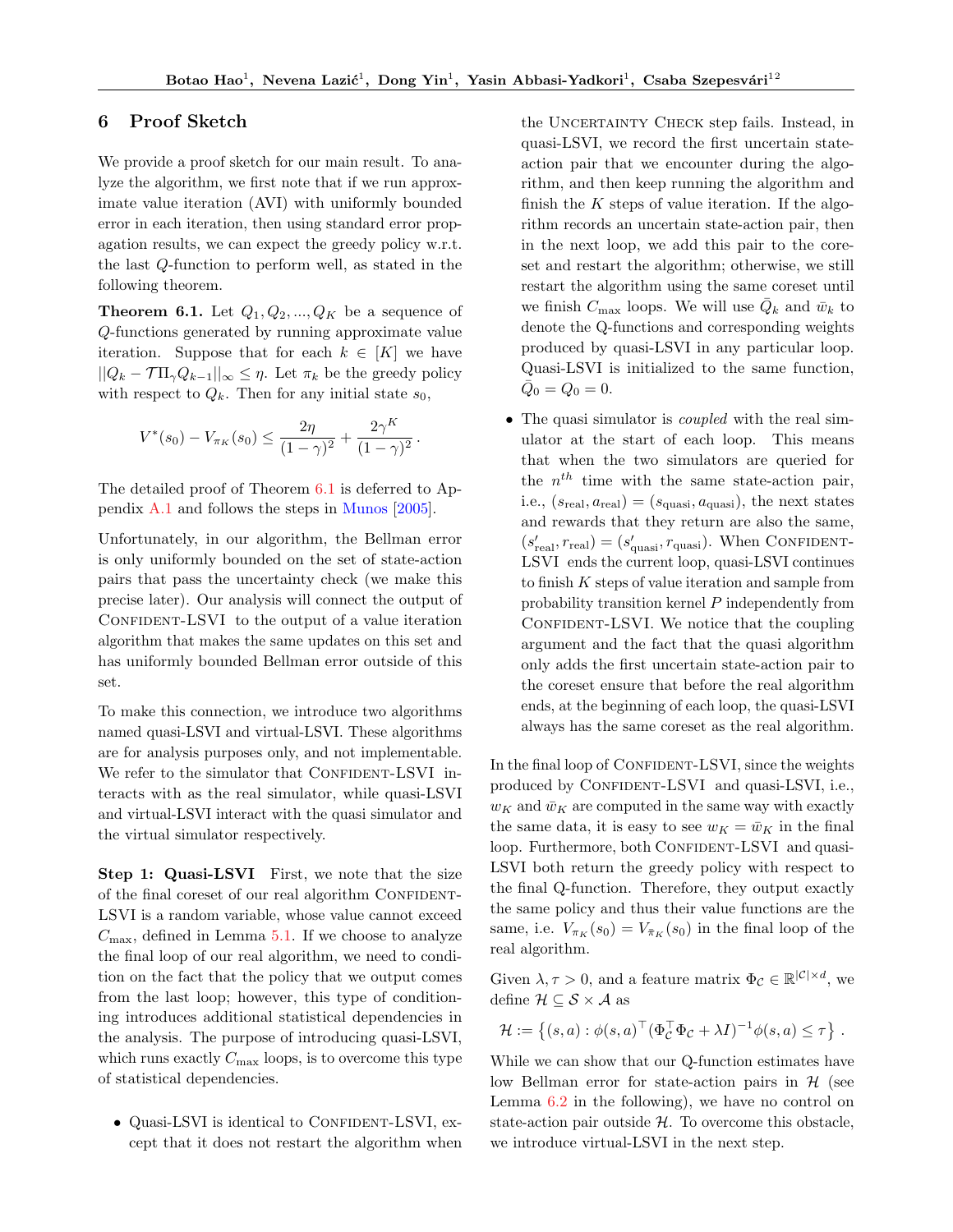## 6 Proof Sketch

We provide a proof sketch for our main result. To analyze the algorithm, we first note that if we run approximate value iteration (AVI) with uniformly bounded error in each iteration, then using standard error propagation results, we can expect the greedy policy w.r.t. the last $Q$-function to perform well, as stated in the following theorem.

**Theorem 6.1.** Let $Q_1, Q_2, ..., Q_K$ be a sequence of $Q$-functions generated by running approximate value iteration. Suppose that for each $k \in [K]$ we have $||Q_k - \mathcal{T}\Pi_\gamma Q_{k-1}||_\infty \le \eta$. Let $\pi_k$ be the greedy policy with respect to $Q_k$. Then for any initial state $s_0$,

$$V^*(s_0) - V_{\pi_K}(s_0) \le \frac{2\eta}{(1-\gamma)^2} + \frac{2\gamma^K}{(1-\gamma)^2} .$$

The detailed proof of Theorem 6.1 is deferred to Appendix A.1 and follows the steps in Munos [2005].

Unfortunately, in our algorithm, the Bellman error is only uniformly bounded on the set of state-action pairs that pass the uncertainty check (we make this precise later). Our analysis will connect the output of Confident-LSVI to the output of a value iteration algorithm that makes the same updates on this set and has uniformly bounded Bellman error outside of this set.

To make this connection, we introduce two algorithms named quasi-LSVI and virtual-LSVI. These algorithms are for analysis purposes only, and not implementable. We refer to the simulator that Confident-LSVI interacts with as the real simulator, while quasi-LSVI and virtual-LSVI interact with the quasi simulator and the virtual simulator respectively.

**Step 1: Quasi-LSVI** First, we note that the size of the final coreset of our real algorithm Confident-LSVI is a random variable, whose value cannot exceed $C_{\max}$, defined in Lemma 5.1. If we choose to analyze the final loop of our real algorithm, we need to condition on the fact that the policy that we output comes from the last loop; however, this type of conditioning introduces additional statistical dependencies in the analysis. The purpose of introducing quasi-LSVI, which runs exactly $C_{\max}$ loops, is to overcome this type of statistical dependencies.

- Quasi-LSVI is identical to Confident-LSVI, except that it does not restart the algorithm when the Uncertainty Check step fails. Instead, in quasi-LSVI, we record the first uncertain state-action pair that we encounter during the algorithm, and then keep running the algorithm and finish the $K$ steps of value iteration. If the algorithm records an uncertain state-action pair, then in the next loop, we add this pair to the coreset and restart the algorithm; otherwise, we still restart the algorithm using the same coreset until we finish $C_{\max}$ loops. We will use $\bar{Q}_k$ and $\bar{w}_k$ to denote the Q-functions and corresponding weights produced by quasi-LSVI in any particular loop. Quasi-LSVI is initialized to the same function, $\bar{Q}_0 = Q_0 = 0$.
- The quasi simulator is *coupled* with the real simulator at the start of each loop. This means that when the two simulators are queried for the $n^{th}$ time with the same state-action pair, i.e., $(s_{\text{real}}, a_{\text{real}}) = (s_{\text{quasi}}, a_{\text{quasi}})$, the next states and rewards that they return are also the same, $(s'_{\text{real}}, r_{\text{real}}) = (s'_{\text{quasi}}, r_{\text{quasi}})$. When Confident-LSVI ends the current loop, quasi-LSVI continues to finish $K$ steps of value iteration and sample from probability transition kernel $P$ independently from Confident-LSVI. We notice that the coupling argument and the fact that the quasi algorithm only adds the first uncertain state-action pair to the coreset ensure that before the real algorithm ends, at the beginning of each loop, the quasi-LSVI always has the same coreset as the real algorithm.

In the final loop of Confident-LSVI, since the weights produced by Confident-LSVI and quasi-LSVI, i.e., $w_K$ and $\bar{w}_K$ are computed in the same way with exactly the same data, it is easy to see $w_K = \bar{w}_K$ in the final loop. Furthermore, both Confident-LSVI and quasi-LSVI both return the greedy policy with respect to the final Q-function. Therefore, they output exactly the same policy and thus their value functions are the same, i.e. $V_{\pi_K}(s_0) = V_{\bar{\pi}_K}(s_0)$ in the final loop of the real algorithm.

Given $\lambda, \tau > 0$, and a feature matrix $\Phi_{\mathcal{C}} \in \mathbb{R}^{|\mathcal{C}| \times d}$, we define $\mathcal{H} \subseteq \mathcal{S} \times \mathcal{A}$ as

$$\mathcal{H} := \left\{ (s,a) : \phi(s,a)^\top (\Phi_{\mathcal{C}}^\top \Phi_{\mathcal{C}} + \lambda I)^{-1} \phi(s,a) \le \tau \right\} .$$

While we can show that our Q-function estimates have low Bellman error for state-action pairs in $\mathcal{H}$ (see Lemma 6.2 in the following), we have no control on state-action pair outside $\mathcal{H}$. To overcome this obstacle, we introduce virtual-LSVI in the next step.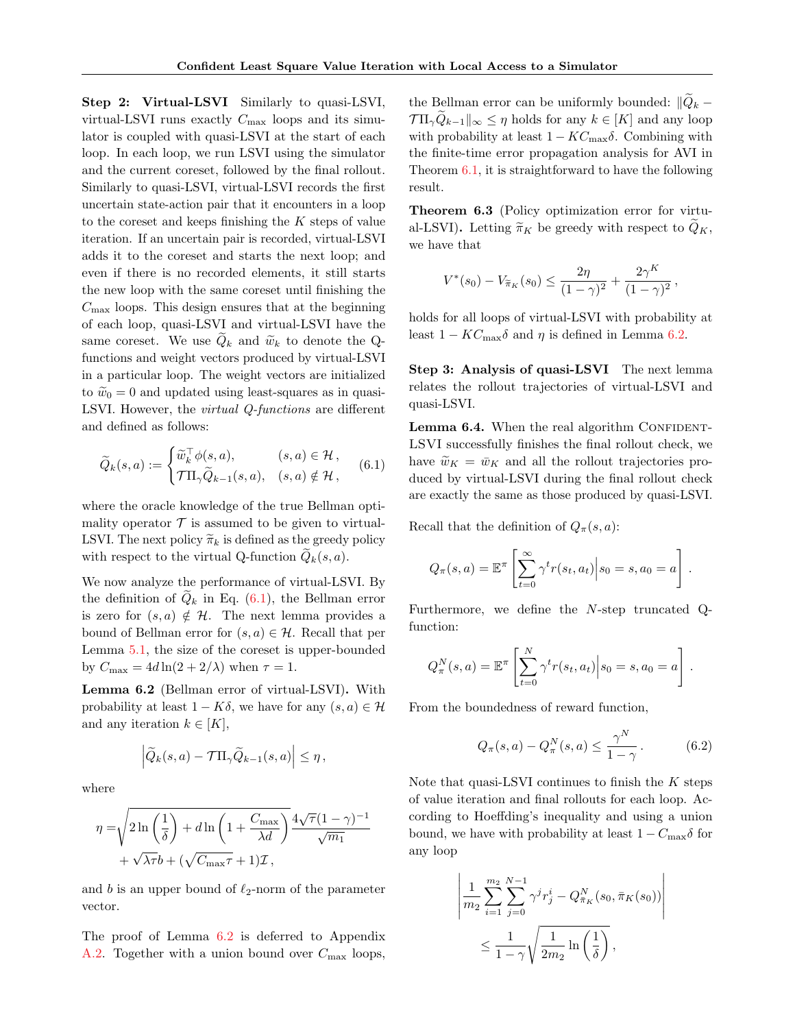**Step 2: Virtual-LSVI** Similarly to quasi-LSVI, virtual-LSVI runs exactly $C_{\max}$ loops and its simulator is coupled with quasi-LSVI at the start of each loop. In each loop, we run LSVI using the simulator and the current coreset, followed by the final rollout. Similarly to quasi-LSVI, virtual-LSVI records the first uncertain state-action pair that it encounters in a loop to the coreset and keeps finishing the $K$ steps of value iteration. If an uncertain pair is recorded, virtual-LSVI adds it to the coreset and starts the next loop; and even if there is no recorded elements, it still starts the new loop with the same coreset until finishing the $C_{\max}$ loops. This design ensures that at the beginning of each loop, quasi-LSVI and virtual-LSVI have the same coreset. We use $\widetilde{Q}_k$ and $\widetilde{w}_k$ to denote the Q-functions and weight vectors produced by virtual-LSVI in a particular loop. The weight vectors are initialized to $\widetilde{w}_0 = 0$ and updated using least-squares as in quasi-LSVI. However, the *virtual Q-functions* are different and defined as follows:

$$
\widetilde{Q}_k(s,a) := \begin{cases} \widetilde{w}_k^\top \phi(s,a), & (s,a) \in \mathcal{H}\,, \\ \mathcal{T}\Pi_\gamma \widetilde{Q}_{k-1}(s,a), & (s,a) \notin \mathcal{H}\,, \end{cases} \tag{6.1}
$$

where the oracle knowledge of the true Bellman optimality operator $\mathcal{T}$ is assumed to be given to virtual-LSVI. The next policy $\widetilde{\pi}_k$ is defined as the greedy policy with respect to the virtual Q-function $\widetilde{Q}_k(s,a)$.

We now analyze the performance of virtual-LSVI. By the definition of $\widetilde{Q}_k$ in Eq. (6.1), the Bellman error is zero for $(s,a) \notin \mathcal{H}$. The next lemma provides a bound of Bellman error for $(s,a) \in \mathcal{H}$. Recall that per Lemma 5.1, the size of the coreset is upper-bounded by $C_{\max} = 4d \ln(2 + 2/\lambda)$ when $\tau = 1$.

**Lemma 6.2** (Bellman error of virtual-LSVI)**.** With probability at least $1 - K\delta$, we have for any $(s,a) \in \mathcal{H}$ and any iteration $k \in [K]$,

$$
\left| \widetilde{Q}_k(s,a) - \mathcal{T}\Pi_\gamma \widetilde{Q}_{k-1}(s,a) \right| \leq \eta\,,
$$

where

$$
\begin{aligned}
\eta =& \sqrt{2 \ln\left(\frac{1}{\delta}\right) + d \ln\left(1 + \frac{C_{\max}}{\lambda d}\right)} \frac{4\sqrt{\tau}(1-\gamma)^{-1}}{\sqrt{m_1}} \\
&+ \sqrt{\lambda \tau} b + (\sqrt{C_{\max}\tau} + 1)\mathcal{I}\,,
\end{aligned}
$$

and $b$ is an upper bound of $\ell_2$-norm of the parameter vector.

The proof of Lemma 6.2 is deferred to Appendix A.2. Together with a union bound over $C_{\max}$ loops, the Bellman error can be uniformly bounded: $\|\widetilde{Q}_k - \mathcal{T}\Pi_\gamma \widetilde{Q}_{k-1}\|_\infty \leq \eta$ holds for any $k \in [K]$ and any loop with probability at least $1 - KC_{\max}\delta$. Combining with the finite-time error propagation analysis for AVI in Theorem 6.1, it is straightforward to have the following result.

**Theorem 6.3** (Policy optimization error for virtual-LSVI)**.** Letting $\widetilde{\pi}_K$ be greedy with respect to $\widetilde{Q}_K$, we have that

$$
V^*(s_0) - V_{\widetilde{\pi}_K}(s_0) \leq \frac{2\eta}{(1-\gamma)^2} + \frac{2\gamma^K}{(1-\gamma)^2}\,,
$$

holds for all loops of virtual-LSVI with probability at least $1 - KC_{\max}\delta$ and $\eta$ is defined in Lemma 6.2.

**Step 3: Analysis of quasi-LSVI** The next lemma relates the rollout trajectories of virtual-LSVI and quasi-LSVI.

**Lemma 6.4.** When the real algorithm CONFIDENT-LSVI successfully finishes the final rollout check, we have $\widetilde{w}_K = \bar{w}_K$ and all the rollout trajectories produced by virtual-LSVI during the final rollout check are exactly the same as those produced by quasi-LSVI.

Recall that the definition of $Q_\pi(s,a)$:

$$
Q_\pi(s,a) = \mathbb{E}^\pi \left[ \sum_{t=0}^{\infty} \gamma^t r(s_t, a_t) \Big| s_0 = s, a_0 = a \right].
$$

Furthermore, we define the $N$-step truncated Q-function:

$$
Q_\pi^N(s,a) = \mathbb{E}^\pi \left[ \sum_{t=0}^{N} \gamma^t r(s_t, a_t) \Big| s_0 = s, a_0 = a \right].
$$

From the boundedness of reward function,

$$
Q_\pi(s,a) - Q_\pi^N(s,a) \leq \frac{\gamma^N}{1-\gamma}\,. \tag{6.2}
$$

Note that quasi-LSVI continues to finish the $K$ steps of value iteration and final rollouts for each loop. According to Hoeffding's inequality and using a union bound, we have with probability at least $1 - C_{\max}\delta$ for any loop

$$
\begin{aligned}
&\left| \frac{1}{m_2} \sum_{i=1}^{m_2} \sum_{j=0}^{N-1} \gamma^j r_j^i - Q_{\bar{\pi}_K}^N(s_0, \bar{\pi}_K(s_0)) \right| \\
&\quad \leq \frac{1}{1-\gamma} \sqrt{\frac{1}{2m_2} \ln\left(\frac{1}{\delta}\right)}\,,
\end{aligned}
$$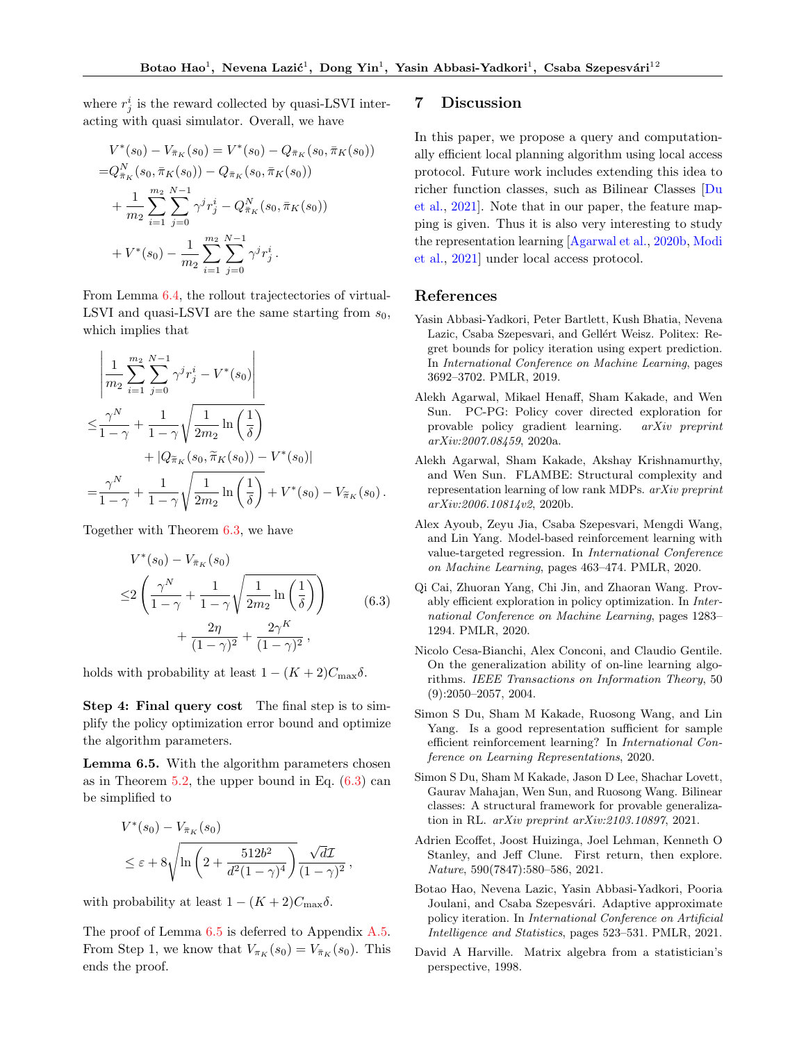where $r_j^i$ is the reward collected by quasi-LSVI interacting with quasi simulator. Overall, we have

$$
\begin{aligned}
&V^*(s_0) - V_{\bar{\pi}_K}(s_0) = V^*(s_0) - Q_{\bar{\pi}_K}(s_0, \bar{\pi}_K(s_0)) \\
=&Q^N_{\bar{\pi}_K}(s_0, \bar{\pi}_K(s_0)) - Q_{\bar{\pi}_K}(s_0, \bar{\pi}_K(s_0)) \\
&+ \frac{1}{m_2}\sum_{i=1}^{m_2}\sum_{j=0}^{N-1}\gamma^j r_j^i - Q^N_{\bar{\pi}_K}(s_0, \bar{\pi}_K(s_0)) \\
&+ V^*(s_0) - \frac{1}{m_2}\sum_{i=1}^{m_2}\sum_{j=0}^{N-1}\gamma^j r_j^i\,.
\end{aligned}
$$

From Lemma 6.4, the rollout trajectectories of virtual-LSVI and quasi-LSVI are the same starting from $s_0$, which implies that

$$
\begin{aligned}
&\left|\frac{1}{m_2}\sum_{i=1}^{m_2}\sum_{j=0}^{N-1}\gamma^j r_j^i - V^*(s_0)\right| \\
\le&\frac{\gamma^N}{1-\gamma} + \frac{1}{1-\gamma}\sqrt{\frac{1}{2m_2}\ln\left(\frac{1}{\delta}\right)} \\
&\qquad + |Q_{\widetilde{\pi}_K}(s_0, \widetilde{\pi}_K(s_0)) - V^*(s_0)| \\
=&\frac{\gamma^N}{1-\gamma} + \frac{1}{1-\gamma}\sqrt{\frac{1}{2m_2}\ln\left(\frac{1}{\delta}\right)} + V^*(s_0) - V_{\widetilde{\pi}_K}(s_0)\,.
\end{aligned}
$$

Together with Theorem 6.3, we have

$$
\begin{aligned}
&V^*(s_0) - V_{\bar{\pi}_K}(s_0) \\
\le&2\left(\frac{\gamma^N}{1-\gamma} + \frac{1}{1-\gamma}\sqrt{\frac{1}{2m_2}\ln\left(\frac{1}{\delta}\right)}\right) \\
&\qquad + \frac{2\eta}{(1-\gamma)^2} + \frac{2\gamma^K}{(1-\gamma)^2}\,,
\end{aligned}
\tag{6.3}
$$

holds with probability at least $1-(K+2)C_{\max}\delta$.

**Step 4: Final query cost** The final step is to simplify the policy optimization error bound and optimize the algorithm parameters.

**Lemma 6.5.** With the algorithm parameters chosen as in Theorem 5.2, the upper bound in Eq. (6.3) can be simplified to

$$
\begin{aligned}
&V^*(s_0) - V_{\bar{\pi}_K}(s_0) \\
&\le \varepsilon + 8\sqrt{\ln\left(2 + \frac{512b^2}{d^2(1-\gamma)^4}\right)}\frac{\sqrt{d}\mathcal{I}}{(1-\gamma)^2}\,,
\end{aligned}
$$

with probability at least $1-(K+2)C_{\max}\delta$.

The proof of Lemma 6.5 is deferred to Appendix A.5. From Step 1, we know that $V_{\pi_K}(s_0) = V_{\bar{\pi}_K}(s_0)$. This ends the proof.

## 7 Discussion

In this paper, we propose a query and computationally efficient local planning algorithm using local access protocol. Future work includes extending this idea to richer function classes, such as Bilinear Classes [Du et al., 2021]. Note that in our paper, the feature mapping is given. Thus it is also very interesting to study the representation learning [Agarwal et al., 2020b, Modi et al., 2021] under local access protocol.

## References

Yasin Abbasi-Yadkori, Peter Bartlett, Kush Bhatia, Nevena Lazic, Csaba Szepesvari, and Gellért Weisz. Politex: Regret bounds for policy iteration using expert prediction. In *International Conference on Machine Learning*, pages 3692–3702. PMLR, 2019.

Alekh Agarwal, Mikael Henaff, Sham Kakade, and Wen Sun. PC-PG: Policy cover directed exploration for provable policy gradient learning. *arXiv preprint arXiv:2007.08459*, 2020a.

Alekh Agarwal, Sham Kakade, Akshay Krishnamurthy, and Wen Sun. FLAMBE: Structural complexity and representation learning of low rank MDPs. *arXiv preprint arXiv:2006.10814v2*, 2020b.

Alex Ayoub, Zeyu Jia, Csaba Szepesvari, Mengdi Wang, and Lin Yang. Model-based reinforcement learning with value-targeted regression. In *International Conference on Machine Learning*, pages 463–474. PMLR, 2020.

Qi Cai, Zhuoran Yang, Chi Jin, and Zhaoran Wang. Provably efficient exploration in policy optimization. In *International Conference on Machine Learning*, pages 1283–1294. PMLR, 2020.

Nicolo Cesa-Bianchi, Alex Conconi, and Claudio Gentile. On the generalization ability of on-line learning algorithms. *IEEE Transactions on Information Theory*, 50 (9):2050–2057, 2004.

Simon S Du, Sham M Kakade, Ruosong Wang, and Lin Yang. Is a good representation sufficient for sample efficient reinforcement learning? In *International Conference on Learning Representations*, 2020.

Simon S Du, Sham M Kakade, Jason D Lee, Shachar Lovett, Gaurav Mahajan, Wen Sun, and Ruosong Wang. Bilinear classes: A structural framework for provable generalization in RL. *arXiv preprint arXiv:2103.10897*, 2021.

Adrien Ecoffet, Joost Huizinga, Joel Lehman, Kenneth O Stanley, and Jeff Clune. First return, then explore. *Nature*, 590(7847):580–586, 2021.

Botao Hao, Nevena Lazic, Yasin Abbasi-Yadkori, Pooria Joulani, and Csaba Szepesvári. Adaptive approximate policy iteration. In *International Conference on Artificial Intelligence and Statistics*, pages 523–531. PMLR, 2021.

David A Harville. Matrix algebra from a statistician's perspective, 1998.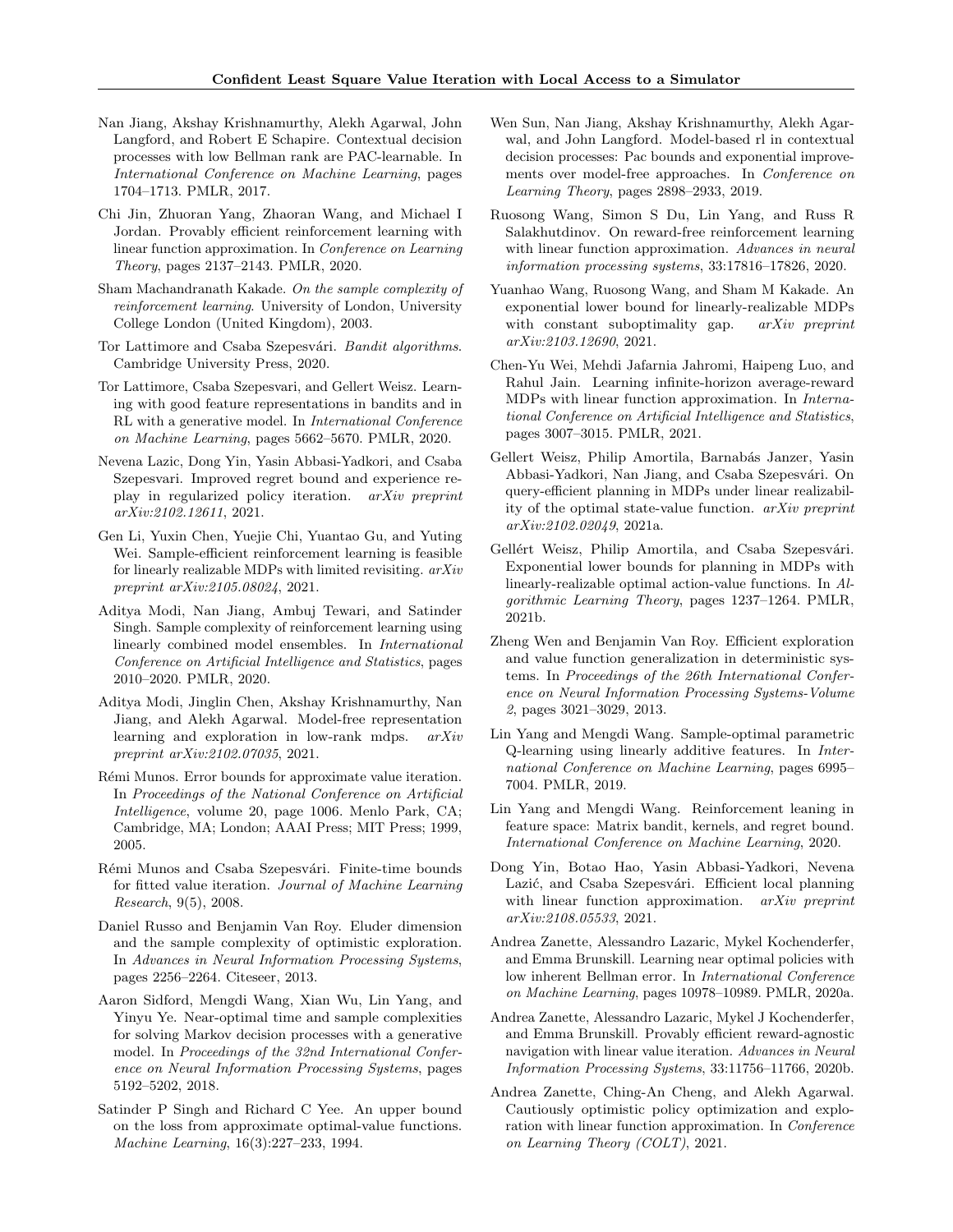Nan Jiang, Akshay Krishnamurthy, Alekh Agarwal, John Langford, and Robert E Schapire. Contextual decision processes with low Bellman rank are PAC-learnable. In *International Conference on Machine Learning*, pages 1704–1713. PMLR, 2017.

Chi Jin, Zhuoran Yang, Zhaoran Wang, and Michael I Jordan. Provably efficient reinforcement learning with linear function approximation. In *Conference on Learning Theory*, pages 2137–2143. PMLR, 2020.

Sham Machandranath Kakade. *On the sample complexity of reinforcement learning*. University of London, University College London (United Kingdom), 2003.

Tor Lattimore and Csaba Szepesvári. *Bandit algorithms*. Cambridge University Press, 2020.

Tor Lattimore, Csaba Szepesvari, and Gellert Weisz. Learning with good feature representations in bandits and in RL with a generative model. In *International Conference on Machine Learning*, pages 5662–5670. PMLR, 2020.

Nevena Lazic, Dong Yin, Yasin Abbasi-Yadkori, and Csaba Szepesvari. Improved regret bound and experience replay in regularized policy iteration. *arXiv preprint arXiv:2102.12611*, 2021.

Gen Li, Yuxin Chen, Yuejie Chi, Yuantao Gu, and Yuting Wei. Sample-efficient reinforcement learning is feasible for linearly realizable MDPs with limited revisiting. *arXiv preprint arXiv:2105.08024*, 2021.

Aditya Modi, Nan Jiang, Ambuj Tewari, and Satinder Singh. Sample complexity of reinforcement learning using linearly combined model ensembles. In *International Conference on Artificial Intelligence and Statistics*, pages 2010–2020. PMLR, 2020.

Aditya Modi, Jinglin Chen, Akshay Krishnamurthy, Nan Jiang, and Alekh Agarwal. Model-free representation learning and exploration in low-rank mdps. *arXiv preprint arXiv:2102.07035*, 2021.

Rémi Munos. Error bounds for approximate value iteration. In *Proceedings of the National Conference on Artificial Intelligence*, volume 20, page 1006. Menlo Park, CA; Cambridge, MA; London; AAAI Press; MIT Press; 1999, 2005.

Rémi Munos and Csaba Szepesvári. Finite-time bounds for fitted value iteration. *Journal of Machine Learning Research*, 9(5), 2008.

Daniel Russo and Benjamin Van Roy. Eluder dimension and the sample complexity of optimistic exploration. In *Advances in Neural Information Processing Systems*, pages 2256–2264. Citeseer, 2013.

Aaron Sidford, Mengdi Wang, Xian Wu, Lin Yang, and Yinyu Ye. Near-optimal time and sample complexities for solving Markov decision processes with a generative model. In *Proceedings of the 32nd International Conference on Neural Information Processing Systems*, pages 5192–5202, 2018.

Satinder P Singh and Richard C Yee. An upper bound on the loss from approximate optimal-value functions. *Machine Learning*, 16(3):227–233, 1994.

Wen Sun, Nan Jiang, Akshay Krishnamurthy, Alekh Agarwal, and John Langford. Model-based rl in contextual decision processes: Pac bounds and exponential improvements over model-free approaches. In *Conference on Learning Theory*, pages 2898–2933, 2019.

Ruosong Wang, Simon S Du, Lin Yang, and Russ R Salakhutdinov. On reward-free reinforcement learning with linear function approximation. *Advances in neural information processing systems*, 33:17816–17826, 2020.

Yuanhao Wang, Ruosong Wang, and Sham M Kakade. An exponential lower bound for linearly-realizable MDPs with constant suboptimality gap. *arXiv preprint arXiv:2103.12690*, 2021.

Chen-Yu Wei, Mehdi Jafarnia Jahromi, Haipeng Luo, and Rahul Jain. Learning infinite-horizon average-reward MDPs with linear function approximation. In *International Conference on Artificial Intelligence and Statistics*, pages 3007–3015. PMLR, 2021.

Gellert Weisz, Philip Amortila, Barnabás Janzer, Yasin Abbasi-Yadkori, Nan Jiang, and Csaba Szepesvári. On query-efficient planning in MDPs under linear realizability of the optimal state-value function. *arXiv preprint arXiv:2102.02049*, 2021a.

Gellért Weisz, Philip Amortila, and Csaba Szepesvári. Exponential lower bounds for planning in MDPs with linearly-realizable optimal action-value functions. In *Algorithmic Learning Theory*, pages 1237–1264. PMLR, 2021b.

Zheng Wen and Benjamin Van Roy. Efficient exploration and value function generalization in deterministic systems. In *Proceedings of the 26th International Conference on Neural Information Processing Systems-Volume 2*, pages 3021–3029, 2013.

Lin Yang and Mengdi Wang. Sample-optimal parametric Q-learning using linearly additive features. In *International Conference on Machine Learning*, pages 6995–7004. PMLR, 2019.

Lin Yang and Mengdi Wang. Reinforcement leaning in feature space: Matrix bandit, kernels, and regret bound. *International Conference on Machine Learning*, 2020.

Dong Yin, Botao Hao, Yasin Abbasi-Yadkori, Nevena Lazić, and Csaba Szepesvári. Efficient local planning with linear function approximation. *arXiv preprint arXiv:2108.05533*, 2021.

Andrea Zanette, Alessandro Lazaric, Mykel Kochenderfer, and Emma Brunskill. Learning near optimal policies with low inherent Bellman error. In *International Conference on Machine Learning*, pages 10978–10989. PMLR, 2020a.

Andrea Zanette, Alessandro Lazaric, Mykel J Kochenderfer, and Emma Brunskill. Provably efficient reward-agnostic navigation with linear value iteration. *Advances in Neural Information Processing Systems*, 33:11756–11766, 2020b.

Andrea Zanette, Ching-An Cheng, and Alekh Agarwal. Cautiously optimistic policy optimization and exploration with linear function approximation. In *Conference on Learning Theory (COLT)*, 2021.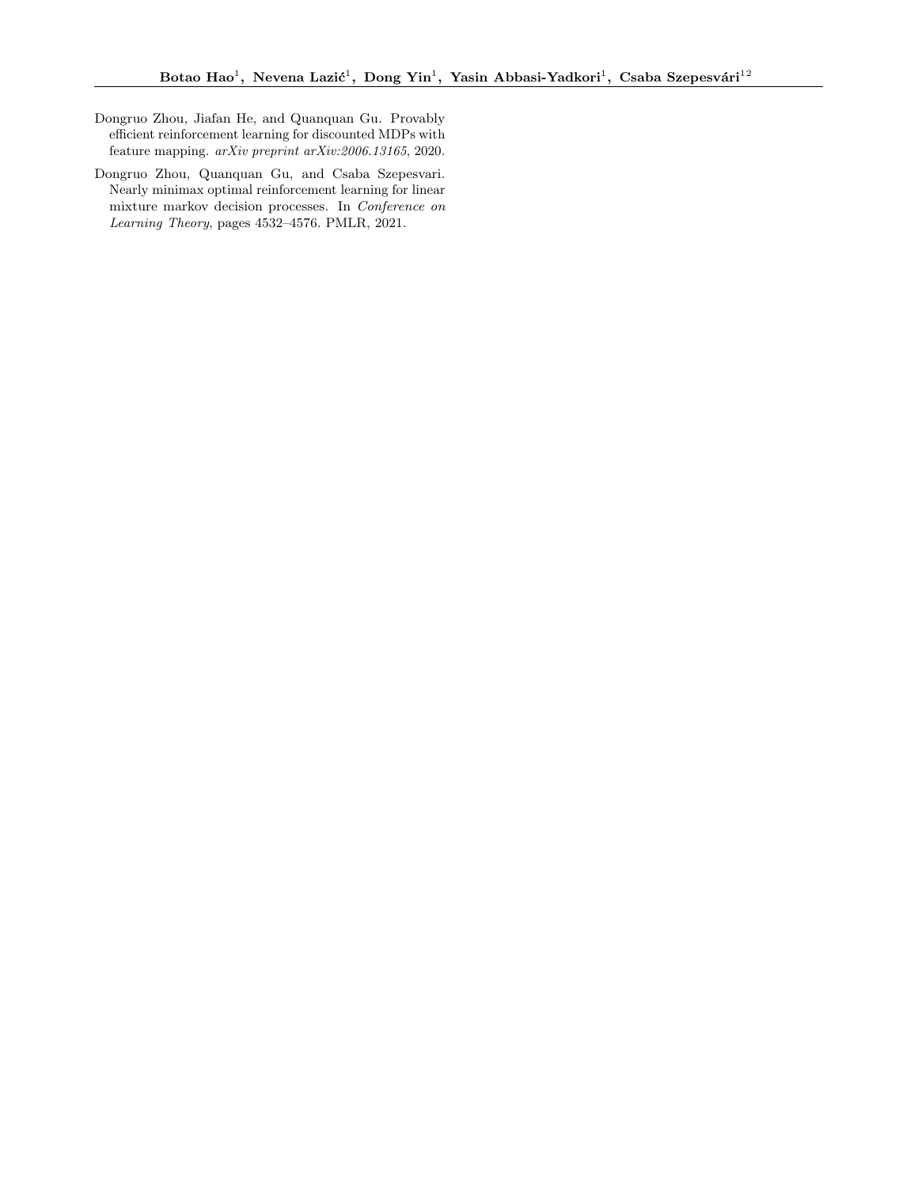Dongruo Zhou, Jiafan He, and Quanquan Gu. Provably efficient reinforcement learning for discounted MDPs with feature mapping. *arXiv preprint arXiv:2006.13165*, 2020.

Dongruo Zhou, Quanquan Gu, and Csaba Szepesvari. Nearly minimax optimal reinforcement learning for linear mixture markov decision processes. In *Conference on Learning Theory*, pages 4532–4576. PMLR, 2021.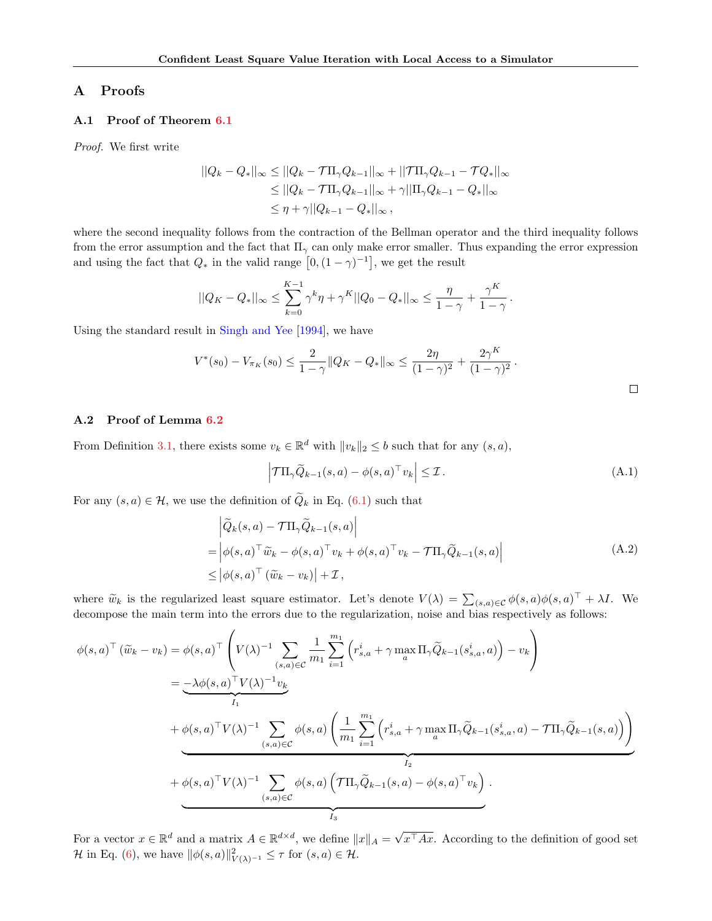## A Proofs

### A.1 Proof of Theorem 6.1

*Proof.* We first write

$$
\begin{aligned}
||Q_k - Q_*||_\infty &\le ||Q_k - \mathcal{T}\Pi_\gamma Q_{k-1}||_\infty + ||\mathcal{T}\Pi_\gamma Q_{k-1} - \mathcal{T}Q_*||_\infty \\
&\le ||Q_k - \mathcal{T}\Pi_\gamma Q_{k-1}||_\infty + \gamma||\Pi_\gamma Q_{k-1} - Q_*||_\infty \\
&\le \eta + \gamma||Q_{k-1} - Q_*||_\infty \,,
\end{aligned}
$$

where the second inequality follows from the contraction of the Bellman operator and the third inequality follows from the error assumption and the fact that $\Pi_\gamma$ can only make error smaller. Thus expanding the error expression and using the fact that $Q_*$ in the valid range $\left[0, (1-\gamma)^{-1}\right]$, we get the result

$$
||Q_K - Q_*||_\infty \le \sum_{k=0}^{K-1} \gamma^k \eta + \gamma^K ||Q_0 - Q_*||_\infty \le \frac{\eta}{1-\gamma} + \frac{\gamma^K}{1-\gamma} \,.
$$

Using the standard result in Singh and Yee [1994], we have

$$
V^*(s_0) - V_{\pi_K}(s_0) \le \frac{2}{1-\gamma}||Q_K - Q_*||_\infty \le \frac{2\eta}{(1-\gamma)^2} + \frac{2\gamma^K}{(1-\gamma)^2} \,.
$$

□

### A.2 Proof of Lemma 6.2

From Definition 3.1, there exists some $v_k \in \mathbb{R}^d$ with $\|v_k\|_2 \le b$ such that for any $(s,a)$,

$$
\left|\mathcal{T}\Pi_\gamma \widetilde{Q}_{k-1}(s,a) - \phi(s,a)^\top v_k\right| \le \mathcal{I} \,. \tag{A.1}
$$

For any $(s,a) \in \mathcal{H}$, we use the definition of $\widetilde{Q}_k$ in Eq. (6.1) such that

$$
\begin{aligned}
&\left|\widetilde{Q}_k(s,a) - \mathcal{T}\Pi_\gamma \widetilde{Q}_{k-1}(s,a)\right| \\
=&\left|\phi(s,a)^\top \widetilde{w}_k - \phi(s,a)^\top v_k + \phi(s,a)^\top v_k - \mathcal{T}\Pi_\gamma \widetilde{Q}_{k-1}(s,a)\right| \\
\le&\left|\phi(s,a)^\top \left(\widetilde{w}_k - v_k\right)\right| + \mathcal{I} \,,
\end{aligned} \tag{A.2}
$$

where $\widetilde{w}_k$ is the regularized least square estimator. Let's denote $V(\lambda) = \sum_{(s,a)\in\mathcal{C}} \phi(s,a)\phi(s,a)^\top + \lambda I$. We decompose the main term into the errors due to the regularization, noise and bias respectively as follows:

$$
\begin{aligned}
\phi(s,a)^\top \left(\widetilde{w}_k - v_k\right) &= \phi(s,a)^\top \left(V(\lambda)^{-1} \sum_{(s,a)\in\mathcal{C}} \frac{1}{m_1}\sum_{i=1}^{m_1}\left(r_{s,a}^i + \gamma \max_a \Pi_\gamma \widetilde{Q}_{k-1}(s_{s,a}^i, a)\right) - v_k\right) \\
&= \underbrace{-\lambda \phi(s,a)^\top V(\lambda)^{-1} v_k}_{I_1} \\
&\quad + \underbrace{\phi(s,a)^\top V(\lambda)^{-1} \sum_{(s,a)\in\mathcal{C}} \phi(s,a)\left(\frac{1}{m_1}\sum_{i=1}^{m_1}\left(r_{s,a}^i + \gamma \max_a \Pi_\gamma \widetilde{Q}_{k-1}(s_{s,a}^i, a) - \mathcal{T}\Pi_\gamma \widetilde{Q}_{k-1}(s,a)\right)\right)}_{I_2} \\
&\quad + \underbrace{\phi(s,a)^\top V(\lambda)^{-1} \sum_{(s,a)\in\mathcal{C}} \phi(s,a)\left(\mathcal{T}\Pi_\gamma \widetilde{Q}_{k-1}(s,a) - \phi(s,a)^\top v_k\right)}_{I_3} \,.
\end{aligned}
$$

For a vector $x \in \mathbb{R}^d$ and a matrix $A \in \mathbb{R}^{d\times d}$, we define $\|x\|_A = \sqrt{x^\top A x}$. According to the definition of good set $\mathcal{H}$ in Eq. (6), we have $\|\phi(s,a)\|_{V(\lambda)^{-1}}^2 \le \tau$ for $(s,a) \in \mathcal{H}$.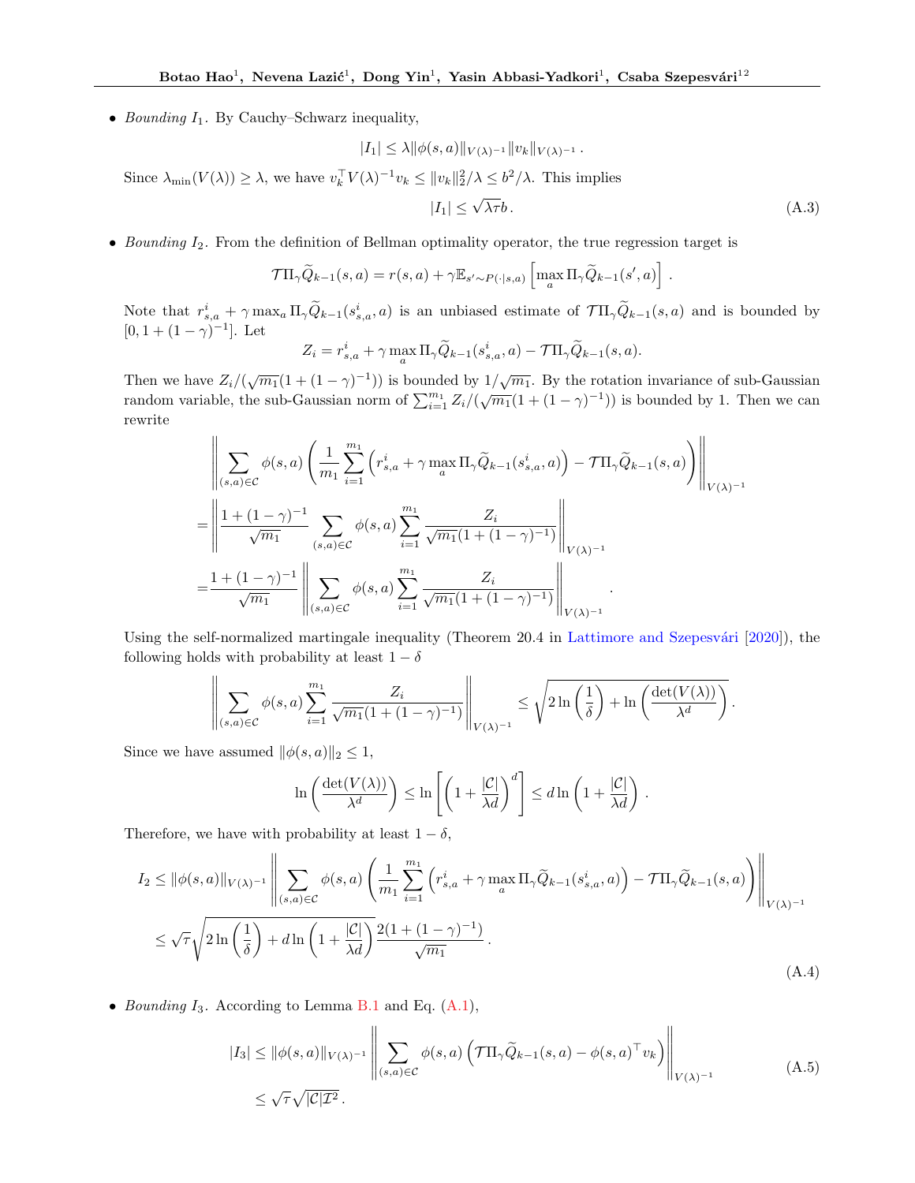- *Bounding $I_1$.* By Cauchy–Schwarz inequality,

$$|I_1| \leq \lambda \|\phi(s,a)\|_{V(\lambda)^{-1}} \|v_k\|_{V(\lambda)^{-1}} .$$

Since $\lambda_{\min}(V(\lambda)) \geq \lambda$, we have $v_k^\top V(\lambda)^{-1} v_k \leq \|v_k\|_2^2/\lambda \leq b^2/\lambda$. This implies

$$|I_1| \leq \sqrt{\lambda\tau} b . \tag{A.3}$$

- *Bounding $I_2$.* From the definition of Bellman optimality operator, the true regression target is

$$\mathcal{T}\Pi_\gamma \widetilde{Q}_{k-1}(s,a) = r(s,a) + \gamma \mathbb{E}_{s' \sim P(\cdot|s,a)} \left[ \max_a \Pi_\gamma \widetilde{Q}_{k-1}(s',a) \right] .$$

Note that $r_{s,a}^i + \gamma \max_a \Pi_\gamma \widetilde{Q}_{k-1}(s_{s,a}^i, a)$ is an unbiased estimate of $\mathcal{T}\Pi_\gamma \widetilde{Q}_{k-1}(s,a)$ and is bounded by $[0, 1 + (1-\gamma)^{-1}]$. Let

$$Z_i = r_{s,a}^i + \gamma \max_a \Pi_\gamma \widetilde{Q}_{k-1}(s_{s,a}^i, a) - \mathcal{T}\Pi_\gamma \widetilde{Q}_{k-1}(s,a).$$

Then we have $Z_i/(\sqrt{m_1}(1+(1-\gamma)^{-1}))$ is bounded by $1/\sqrt{m_1}$. By the rotation invariance of sub-Gaussian random variable, the sub-Gaussian norm of $\sum_{i=1}^{m_1} Z_i/(\sqrt{m_1}(1+(1-\gamma)^{-1}))$ is bounded by 1. Then we can rewrite

$$\begin{aligned}
&\left\| \sum_{(s,a)\in\mathcal{C}} \phi(s,a) \left( \frac{1}{m_1} \sum_{i=1}^{m_1} \left( r_{s,a}^i + \gamma \max_a \Pi_\gamma \widetilde{Q}_{k-1}(s_{s,a}^i, a) \right) - \mathcal{T}\Pi_\gamma \widetilde{Q}_{k-1}(s,a) \right) \right\|_{V(\lambda)^{-1}} \\
=& \left\| \frac{1+(1-\gamma)^{-1}}{\sqrt{m_1}} \sum_{(s,a)\in\mathcal{C}} \phi(s,a) \sum_{i=1}^{m_1} \frac{Z_i}{\sqrt{m_1}(1+(1-\gamma)^{-1})} \right\|_{V(\lambda)^{-1}} \\
=& \frac{1+(1-\gamma)^{-1}}{\sqrt{m_1}} \left\| \sum_{(s,a)\in\mathcal{C}} \phi(s,a) \sum_{i=1}^{m_1} \frac{Z_i}{\sqrt{m_1}(1+(1-\gamma)^{-1})} \right\|_{V(\lambda)^{-1}} .
\end{aligned}$$

Using the self-normalized martingale inequality (Theorem 20.4 in Lattimore and Szepesvári [2020]), the following holds with probability at least $1-\delta$

$$\left\| \sum_{(s,a)\in\mathcal{C}} \phi(s,a) \sum_{i=1}^{m_1} \frac{Z_i}{\sqrt{m_1}(1+(1-\gamma)^{-1})} \right\|_{V(\lambda)^{-1}} \leq \sqrt{2\ln\left(\frac{1}{\delta}\right) + \ln\left(\frac{\det(V(\lambda))}{\lambda^d}\right)} .$$

Since we have assumed $\|\phi(s,a)\|_2 \leq 1$,

$$\ln\left(\frac{\det(V(\lambda))}{\lambda^d}\right) \leq \ln\left[\left(1 + \frac{|\mathcal{C}|}{\lambda d}\right)^d\right] \leq d \ln\left(1 + \frac{|\mathcal{C}|}{\lambda d}\right) .$$

Therefore, we have with probability at least $1-\delta$,

$$\begin{aligned}
I_2 &\leq \|\phi(s,a)\|_{V(\lambda)^{-1}} \left\| \sum_{(s,a)\in\mathcal{C}} \phi(s,a) \left( \frac{1}{m_1} \sum_{i=1}^{m_1} \left( r_{s,a}^i + \gamma \max_a \Pi_\gamma \widetilde{Q}_{k-1}(s_{s,a}^i, a) \right) - \mathcal{T}\Pi_\gamma \widetilde{Q}_{k-1}(s,a) \right) \right\|_{V(\lambda)^{-1}} \\
&\leq \sqrt{\tau} \sqrt{2\ln\left(\frac{1}{\delta}\right) + d\ln\left(1 + \frac{|\mathcal{C}|}{\lambda d}\right)} \frac{2(1+(1-\gamma)^{-1})}{\sqrt{m_1}} .
\end{aligned} \tag{A.4}$$

- *Bounding $I_3$.* According to Lemma B.1 and Eq. (A.1),

$$\begin{aligned}
|I_3| &\leq \|\phi(s,a)\|_{V(\lambda)^{-1}} \left\| \sum_{(s,a)\in\mathcal{C}} \phi(s,a) \left( \mathcal{T}\Pi_\gamma \widetilde{Q}_{k-1}(s,a) - \phi(s,a)^\top v_k \right) \right\|_{V(\lambda)^{-1}} \\
&\leq \sqrt{\tau} \sqrt{|\mathcal{C}| \mathcal{I}^2} .
\end{aligned} \tag{A.5}$$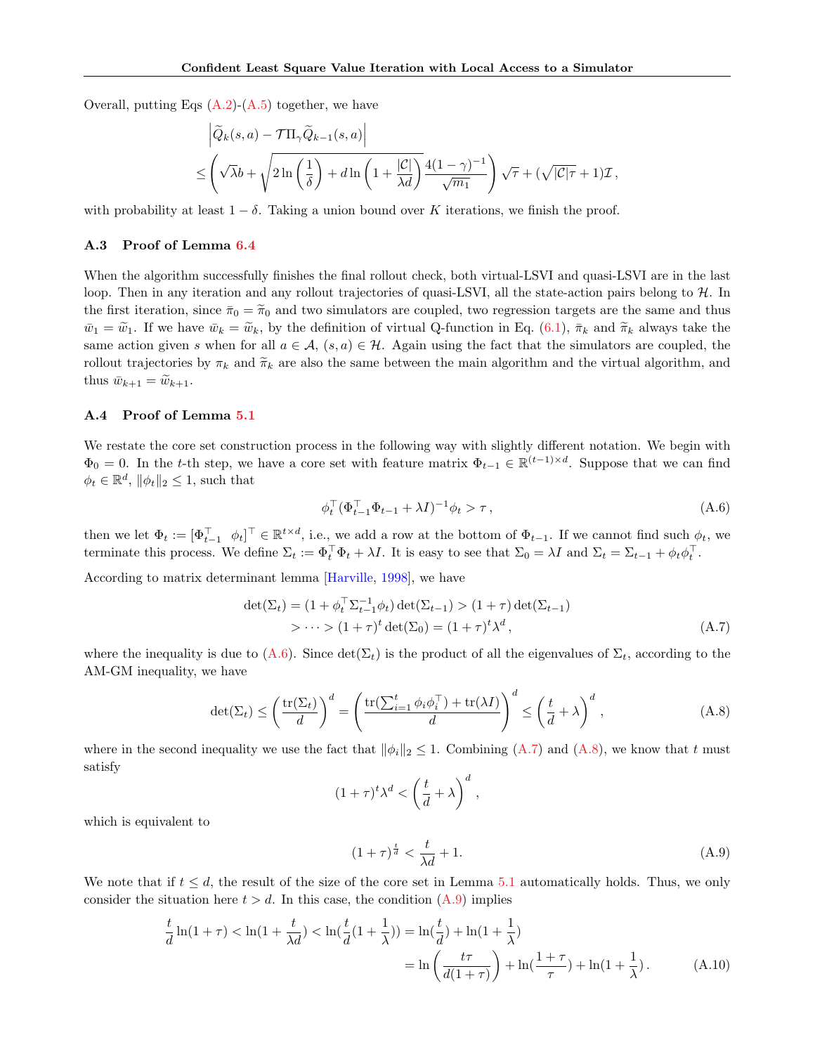Overall, putting Eqs (A.2)-(A.5) together, we have

$$
\begin{aligned}
&\left|\widetilde{Q}_k(s,a) - \mathcal{T}\Pi_\gamma \widetilde{Q}_{k-1}(s,a)\right| \\
&\leq \left(\sqrt{\lambda} b + \sqrt{2\ln\left(\frac{1}{\delta}\right) + d\ln\left(1+\frac{|\mathcal{C}|}{\lambda d}\right)} \frac{4(1-\gamma)^{-1}}{\sqrt{m_1}}\right)\sqrt{\tau} + (\sqrt{|\mathcal{C}|\tau}+1)\mathcal{I}\,,
\end{aligned}
$$

with probability at least $1-\delta$. Taking a union bound over $K$ iterations, we finish the proof.

### A.3 Proof of Lemma 6.4

When the algorithm successfully finishes the final rollout check, both virtual-LSVI and quasi-LSVI are in the last loop. Then in any iteration and any rollout trajectories of quasi-LSVI, all the state-action pairs belong to $\mathcal{H}$. In the first iteration, since $\bar{\pi}_0 = \widetilde{\pi}_0$ and two simulators are coupled, two regression targets are the same and thus $\bar{w}_1 = \widetilde{w}_1$. If we have $\bar{w}_k = \widetilde{w}_k$, by the definition of virtual Q-function in Eq. (6.1), $\bar{\pi}_k$ and $\widetilde{\pi}_k$ always take the same action given $s$ when for all $a \in \mathcal{A}$, $(s,a) \in \mathcal{H}$. Again using the fact that the simulators are coupled, the rollout trajectories by $\pi_k$ and $\widetilde{\pi}_k$ are also the same between the main algorithm and the virtual algorithm, and thus $\bar{w}_{k+1} = \widetilde{w}_{k+1}$.

### A.4 Proof of Lemma 5.1

We restate the core set construction process in the following way with slightly different notation. We begin with $\Phi_0 = 0$. In the $t$-th step, we have a core set with feature matrix $\Phi_{t-1} \in \mathbb{R}^{(t-1)\times d}$. Suppose that we can find $\phi_t \in \mathbb{R}^d$, $\|\phi_t\|_2 \leq 1$, such that

$$
\phi_t^\top (\Phi_{t-1}^\top \Phi_{t-1} + \lambda I)^{-1}\phi_t > \tau\,, \tag{A.6}
$$

then we let $\Phi_t := [\Phi_{t-1}^\top \;\; \phi_t]^\top \in \mathbb{R}^{t\times d}$, i.e., we add a row at the bottom of $\Phi_{t-1}$. If we cannot find such $\phi_t$, we terminate this process. We define $\Sigma_t := \Phi_t^\top \Phi_t + \lambda I$. It is easy to see that $\Sigma_0 = \lambda I$ and $\Sigma_t = \Sigma_{t-1} + \phi_t\phi_t^\top$.

According to matrix determinant lemma [Harville, 1998], we have

$$
\begin{aligned}
\det(\Sigma_t) &= (1+\phi_t^\top \Sigma_{t-1}^{-1}\phi_t)\det(\Sigma_{t-1}) > (1+\tau)\det(\Sigma_{t-1}) \\
&> \cdots > (1+\tau)^t \det(\Sigma_0) = (1+\tau)^t \lambda^d\,,
\end{aligned} \tag{A.7}
$$

where the inequality is due to (A.6). Since $\det(\Sigma_t)$ is the product of all the eigenvalues of $\Sigma_t$, according to the AM-GM inequality, we have

$$
\det(\Sigma_t) \leq \left(\frac{\mathrm{tr}(\Sigma_t)}{d}\right)^d = \left(\frac{\mathrm{tr}(\sum_{i=1}^t \phi_i\phi_i^\top) + \mathrm{tr}(\lambda I)}{d}\right)^d \leq \left(\frac{t}{d}+\lambda\right)^d\,, \tag{A.8}
$$

where in the second inequality we use the fact that $\|\phi_i\|_2 \leq 1$. Combining (A.7) and (A.8), we know that $t$ must satisfy

$$
(1+\tau)^t \lambda^d < \left(\frac{t}{d}+\lambda\right)^d\,,
$$

which is equivalent to

$$
(1+\tau)^{\frac{t}{d}} < \frac{t}{\lambda d} + 1. \tag{A.9}
$$

We note that if $t \leq d$, the result of the size of the core set in Lemma 5.1 automatically holds. Thus, we only consider the situation here $t > d$. In this case, the condition (A.9) implies

$$
\begin{aligned}
\frac{t}{d}\ln(1+\tau) < \ln(1+\frac{t}{\lambda d}) < \ln(\frac{t}{d}(1+\frac{1}{\lambda})) &= \ln(\frac{t}{d}) + \ln(1+\frac{1}{\lambda}) \\
&= \ln\left(\frac{t\tau}{d(1+\tau)}\right) + \ln(\frac{1+\tau}{\tau}) + \ln(1+\frac{1}{\lambda})\,.
\end{aligned} \tag{A.10}
$$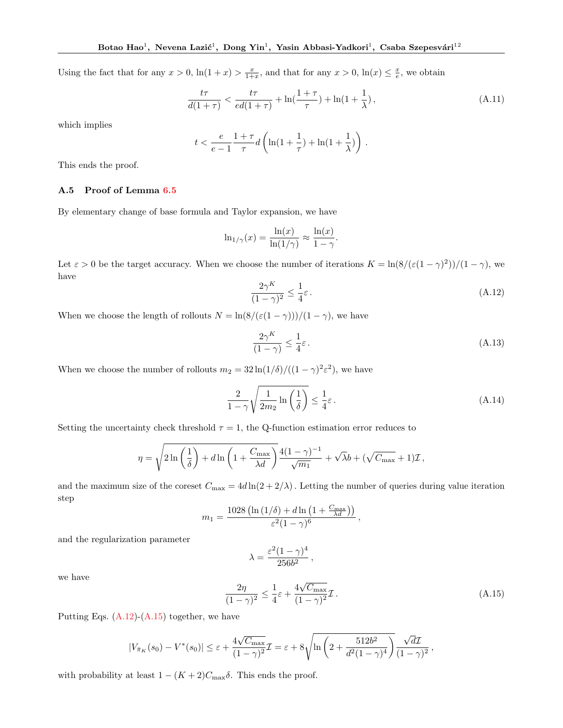Using the fact that for any $x > 0$, $\ln(1+x) > \frac{x}{1+x}$, and that for any $x > 0$, $\ln(x) \leq \frac{x}{e}$, we obtain

$$
\frac{t\tau}{d(1+\tau)} < \frac{t\tau}{ed(1+\tau)} + \ln(\frac{1+\tau}{\tau}) + \ln(1+\frac{1}{\lambda}), \tag{A.11}
$$

which implies

$$
t < \frac{e}{e-1}\frac{1+\tau}{\tau}d\left(\ln(1+\frac{1}{\tau}) + \ln(1+\frac{1}{\lambda})\right).
$$

This ends the proof.

### A.5 Proof of Lemma 6.5

By elementary change of base formula and Taylor expansion, we have

$$
\ln_{1/\gamma}(x) = \frac{\ln(x)}{\ln(1/\gamma)} \approx \frac{\ln(x)}{1-\gamma}.
$$

Let $\varepsilon > 0$ be the target accuracy. When we choose the number of iterations $K = \ln(8/(\varepsilon(1-\gamma)^2))/(1-\gamma)$, we have

$$
\frac{2\gamma^K}{(1-\gamma)^2} \leq \frac{1}{4}\varepsilon. \tag{A.12}
$$

When we choose the length of rollouts $N = \ln(8/(\varepsilon(1-\gamma)))/(1-\gamma)$, we have

$$
\frac{2\gamma^K}{(1-\gamma)} \leq \frac{1}{4}\varepsilon. \tag{A.13}
$$

When we choose the number of rollouts $m_2 = 32\ln(1/\delta)/((1-\gamma)^2\varepsilon^2)$, we have

$$
\frac{2}{1-\gamma}\sqrt{\frac{1}{2m_2}\ln\left(\frac{1}{\delta}\right)} \leq \frac{1}{4}\varepsilon. \tag{A.14}
$$

Setting the uncertainty check threshold $\tau = 1$, the Q-function estimation error reduces to

$$
\eta = \sqrt{2\ln\left(\frac{1}{\delta}\right) + d\ln\left(1+\frac{C_{\max}}{\lambda d}\right)}\frac{4(1-\gamma)^{-1}}{\sqrt{m_1}} + \sqrt{\lambda}b + (\sqrt{C_{\max}}+1)\mathcal{I},
$$

and the maximum size of the coreset $C_{\max} = 4d\ln(2+2/\lambda)$. Letting the number of queries during value iteration step

$$
m_1 = \frac{1028\left(\ln(1/\delta) + d\ln\left(1+\frac{C_{\max}}{\lambda d}\right)\right)}{\varepsilon^2(1-\gamma)^6},
$$

and the regularization parameter

$$
\lambda = \frac{\varepsilon^2(1-\gamma)^4}{256b^2},
$$

we have

$$
\frac{2\eta}{(1-\gamma)^2} \leq \frac{1}{4}\varepsilon + \frac{4\sqrt{C_{\max}}}{(1-\gamma)^2}\mathcal{I}. \tag{A.15}
$$

Putting Eqs. (A.12)-(A.15) together, we have

$$
|V_{\bar{\pi}_K}(s_0) - V^*(s_0)| \leq \varepsilon + \frac{4\sqrt{C_{\max}}}{(1-\gamma)^2}\mathcal{I} = \varepsilon + 8\sqrt{\ln\left(2+\frac{512b^2}{d^2(1-\gamma)^4}\right)}\frac{\sqrt{d}\mathcal{I}}{(1-\gamma)^2},
$$

with probability at least $1-(K+2)C_{\max}\delta$. This ends the proof.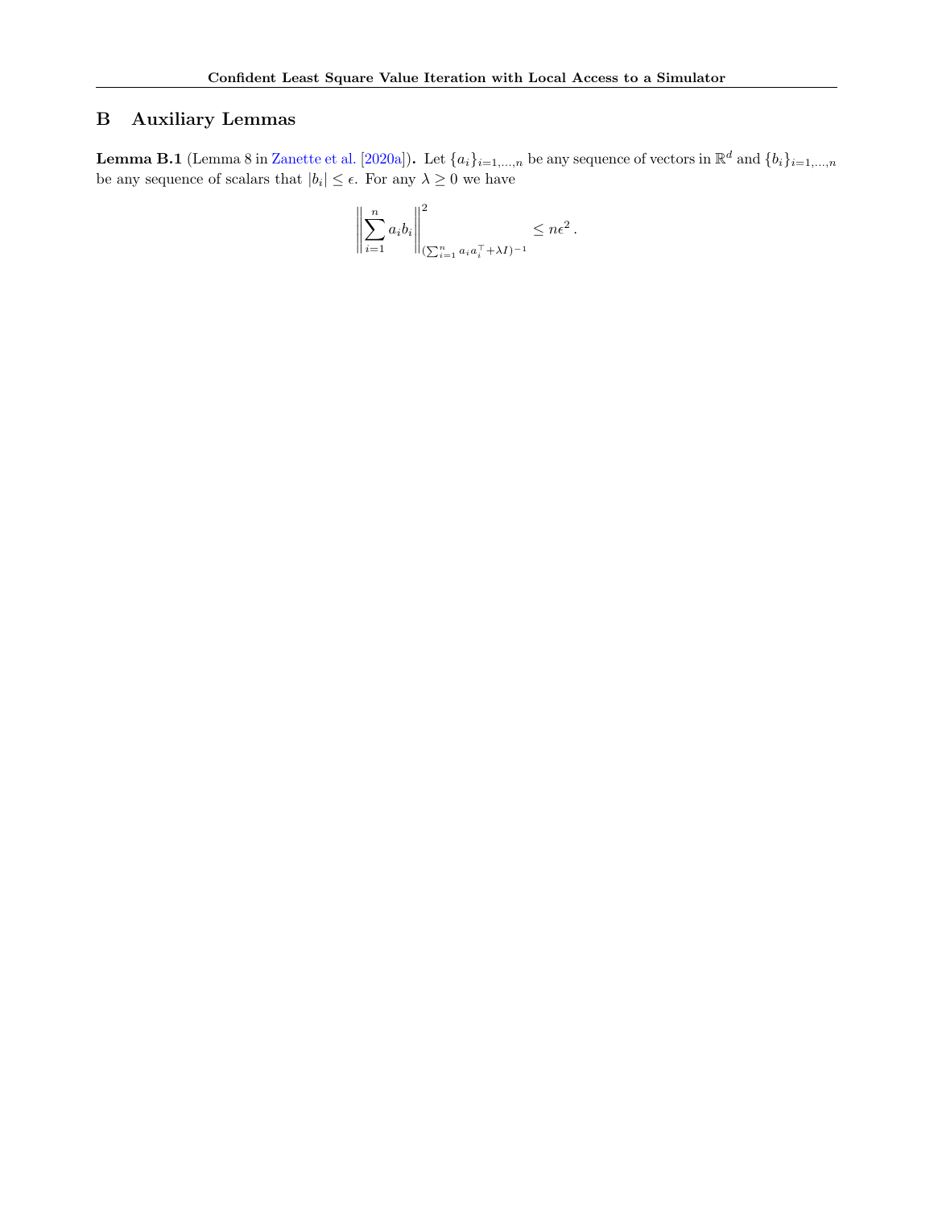# B Auxiliary Lemmas

**Lemma B.1** (Lemma 8 in Zanette et al. [2020a])**.** Let $\{a_i\}_{i=1,\dots,n}$ be any sequence of vectors in $\mathbb{R}^d$ and $\{b_i\}_{i=1,\dots,n}$ be any sequence of scalars that $|b_i| \le \epsilon$. For any $\lambda \ge 0$ we have

$$\left\| \sum_{i=1}^{n} a_i b_i \right\|^2_{(\sum_{i=1}^{n} a_i a_i^\top + \lambda I)^{-1}} \le n\epsilon^2 \,.$$